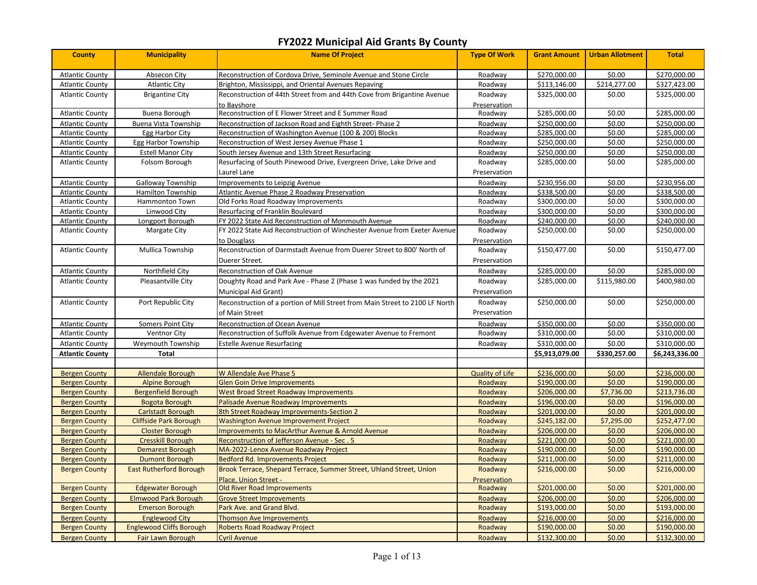# FY2022 Municipal Aid Grants By County

| County | Municipality | Name Of Project | Type Of Work | Grant Amount | Urban Allotment | Total |
|---|---|---|---|---|---|---|
| Atlantic County | Absecon City | Reconstruction of Cordova Drive, Seminole Avenue and Stone Circle | Roadway | $270,000.00 | $0.00 | $270,000.00 |
| Atlantic County | Atlantic City | Brighton, Mississippi, and Oriental Avenues Repaving | Roadway | $113,146.00 | $214,277.00 | $327,423.00 |
| Atlantic County | Brigantine City | Reconstruction of 44th Street from and 44th Cove from Brigantine Avenue to Bayshore | Roadway Preservation | $325,000.00 | $0.00 | $325,000.00 |
| Atlantic County | Buena Borough | Reconstruction of E Flower Street and E Summer Road | Roadway | $285,000.00 | $0.00 | $285,000.00 |
| Atlantic County | Buena Vista Township | Reconstruction of Jackson Road and Eighth Street- Phase 2 | Roadway | $250,000.00 | $0.00 | $250,000.00 |
| Atlantic County | Egg Harbor City | Reconstruction of Washington Avenue (100 & 200) Blocks | Roadway | $285,000.00 | $0.00 | $285,000.00 |
| Atlantic County | Egg Harbor Township | Reconstruction of West Jersey Avenue Phase 1 | Roadway | $250,000.00 | $0.00 | $250,000.00 |
| Atlantic County | Estell Manor City | South Jersey Avenue and 13th Street Resurfacing | Roadway | $250,000.00 | $0.00 | $250,000.00 |
| Atlantic County | Folsom Borough | Resurfacing of South Pinewood Drive, Evergreen Drive, Lake Drive and Laurel Lane | Roadway Preservation | $285,000.00 | $0.00 | $285,000.00 |
| Atlantic County | Galloway Township | Improvements to Leipzig Avenue | Roadway | $230,956.00 | $0.00 | $230,956.00 |
| Atlantic County | Hamilton Township | Atlantic Avenue Phase 2 Roadway Preservation | Roadway | $338,500.00 | $0.00 | $338,500.00 |
| Atlantic County | Hammonton Town | Old Forks Road Roadway Improvements | Roadway | $300,000.00 | $0.00 | $300,000.00 |
| Atlantic County | Linwood City | Resurfacing of Franklin Boulevard | Roadway | $300,000.00 | $0.00 | $300,000.00 |
| Atlantic County | Longport Borough | FY 2022 State Aid Reconstruction of Monmouth Avenue | Roadway | $240,000.00 | $0.00 | $240,000.00 |
| Atlantic County | Margate City | FY 2022 State Aid Reconstruction of Winchester Avenue from Exeter Avenue to Douglass | Roadway Preservation | $250,000.00 | $0.00 | $250,000.00 |
| Atlantic County | Mullica Township | Reconstruction of Darmstadt Avenue from Duerer Street to 800' North of Duerer Street. | Roadway Preservation | $150,477.00 | $0.00 | $150,477.00 |
| Atlantic County | Northfield City | Reconstruction of Oak Avenue | Roadway | $285,000.00 | $0.00 | $285,000.00 |
| Atlantic County | Pleasantville City | Doughty Road and Park Ave - Phase 2 (Phase 1 was funded by the 2021 Municipal Aid Grant) | Roadway Preservation | $285,000.00 | $115,980.00 | $400,980.00 |
| Atlantic County | Port Republic City | Reconstruction of a portion of Mill Street from Main Street to 2100 LF North of Main Street | Roadway Preservation | $250,000.00 | $0.00 | $250,000.00 |
| Atlantic County | Somers Point City | Reconstruction of Ocean Avenue | Roadway | $350,000.00 | $0.00 | $350,000.00 |
| Atlantic County | Ventnor City | Reconstruction of Suffolk Avenue from Edgewater Avenue to Fremont | Roadway | $310,000.00 | $0.00 | $310,000.00 |
| Atlantic County | Weymouth Township | Estelle Avenue Resurfacing | Roadway | $310,000.00 | $0.00 | $310,000.00 |
| **Atlantic County** | **Total** | | | **$5,913,079.00** | **$330,257.00** | **$6,243,336.00** |
| | | | | | | |
| Bergen County | Allendale Borough | W Allendale Ave Phase 5 | Quality of Life | $236,000.00 | $0.00 | $236,000.00 |
| Bergen County | Alpine Borough | Glen Goin Drive Improvements | Roadway | $190,000.00 | $0.00 | $190,000.00 |
| Bergen County | Bergenfield Borough | West Broad Street Roadway Improvements | Roadway | $206,000.00 | $7,736.00 | $213,736.00 |
| Bergen County | Bogota Borough | Palisade Avenue Roadway Improvements | Roadway | $196,000.00 | $0.00 | $196,000.00 |
| Bergen County | Carlstadt Borough | 8th Street Roadway Improvements-Section 2 | Roadway | $201,000.00 | $0.00 | $201,000.00 |
| Bergen County | Cliffside Park Borough | Washington Avenue Improvement Project | Roadway | $245,182.00 | $7,295.00 | $252,477.00 |
| Bergen County | Closter Borough | Improvements to MacArthur Avenue & Arnold Avenue | Roadway | $206,000.00 | $0.00 | $206,000.00 |
| Bergen County | Cresskill Borough | Reconstruction of Jefferson Avenue - Sec . 5 | Roadway | $221,000.00 | $0.00 | $221,000.00 |
| Bergen County | Demarest Borough | MA-2022-Lenox Avenue Roadway Project | Roadway | $190,000.00 | $0.00 | $190,000.00 |
| Bergen County | Dumont Borough | Bedford Rd. Improvements Project | Roadway | $211,000.00 | $0.00 | $211,000.00 |
| Bergen County | East Rutherford Borough | Brook Terrace, Shepard Terrace, Summer Street, Uhland Street, Union Place, Union Street - | Roadway Preservation | $216,000.00 | $0.00 | $216,000.00 |
| Bergen County | Edgewater Borough | Old River Road Improvements | Roadway | $201,000.00 | $0.00 | $201,000.00 |
| Bergen County | Elmwood Park Borough | Grove Street Improvements | Roadway | $206,000.00 | $0.00 | $206,000.00 |
| Bergen County | Emerson Borough | Park Ave. and Grand Blvd. | Roadway | $193,000.00 | $0.00 | $193,000.00 |
| Bergen County | Englewood City | Thomson Ave Improvements | Roadway | $216,000.00 | $0.00 | $216,000.00 |
| Bergen County | Englewood Cliffs Borough | Roberts Road Roadway Project | Roadway | $190,000.00 | $0.00 | $190,000.00 |
| Bergen County | Fair Lawn Borough | Cyril Avenue | Roadway | $132,300.00 | $0.00 | $132,300.00 |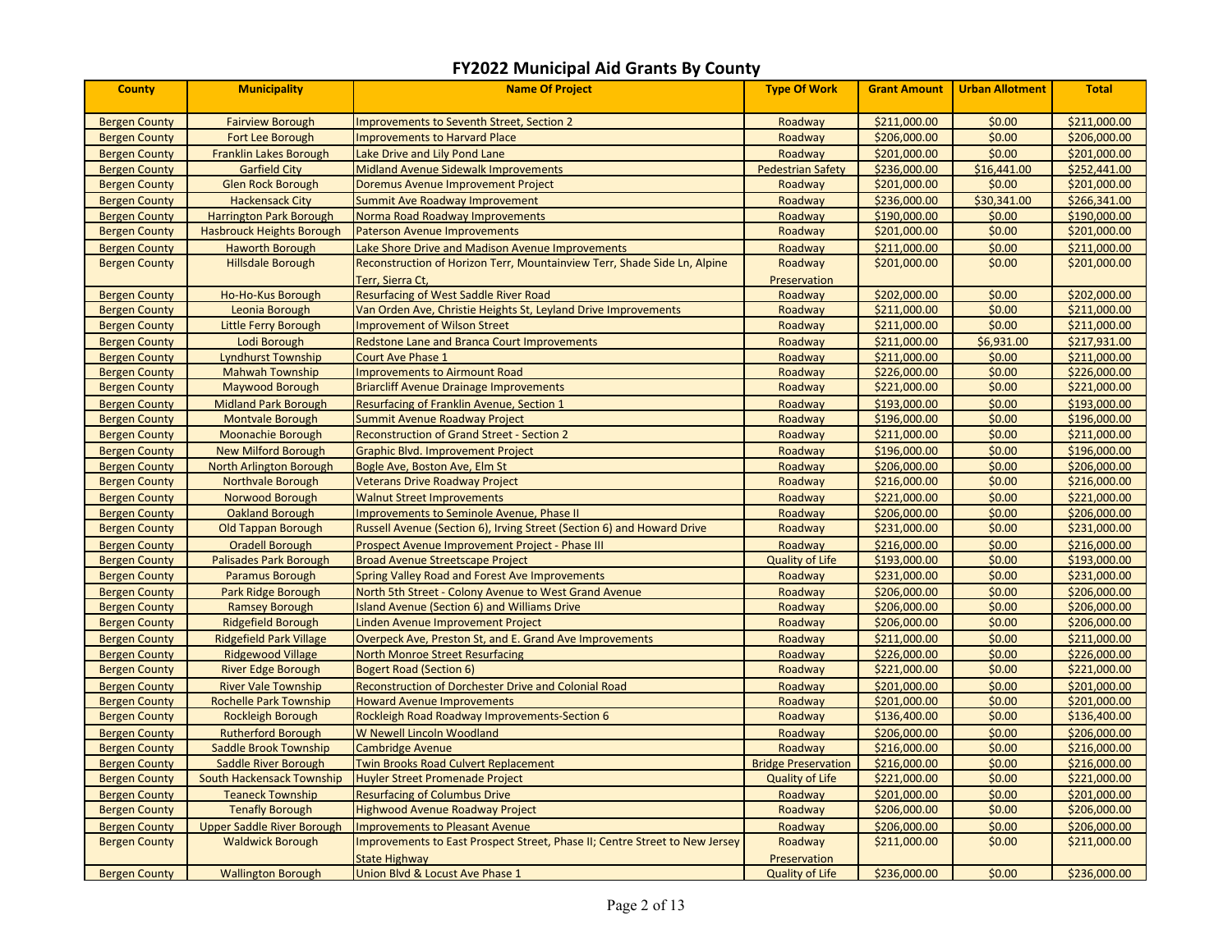## FY2022 Municipal Aid Grants By County

| County | Municipality | Name Of Project | Type Of Work | Grant Amount | Urban Allotment | Total |
|---|---|---|---|---|---|---|
| Bergen County | Fairview Borough | Improvements to Seventh Street, Section 2 | Roadway | $211,000.00 | $0.00 | $211,000.00 |
| Bergen County | Fort Lee Borough | Improvements to Harvard Place | Roadway | $206,000.00 | $0.00 | $206,000.00 |
| Bergen County | Franklin Lakes Borough | Lake Drive and Lily Pond Lane | Roadway | $201,000.00 | $0.00 | $201,000.00 |
| Bergen County | Garfield City | Midland Avenue Sidewalk Improvements | Pedestrian Safety | $236,000.00 | $16,441.00 | $252,441.00 |
| Bergen County | Glen Rock Borough | Doremus Avenue Improvement Project | Roadway | $201,000.00 | $0.00 | $201,000.00 |
| Bergen County | Hackensack City | Summit Ave Roadway Improvement | Roadway | $236,000.00 | $30,341.00 | $266,341.00 |
| Bergen County | Harrington Park Borough | Norma Road Roadway Improvements | Roadway | $190,000.00 | $0.00 | $190,000.00 |
| Bergen County | Hasbrouck Heights Borough | Paterson Avenue Improvements | Roadway | $201,000.00 | $0.00 | $201,000.00 |
| Bergen County | Haworth Borough | Lake Shore Drive and Madison Avenue Improvements | Roadway | $211,000.00 | $0.00 | $211,000.00 |
| Bergen County | Hillsdale Borough | Reconstruction of Horizon Terr, Mountainview Terr, Shade Side Ln, Alpine Terr, Sierra Ct, | Roadway Preservation | $201,000.00 | $0.00 | $201,000.00 |
| Bergen County | Ho-Ho-Kus Borough | Resurfacing of West Saddle River Road | Roadway | $202,000.00 | $0.00 | $202,000.00 |
| Bergen County | Leonia Borough | Van Orden Ave, Christie Heights St, Leyland Drive Improvements | Roadway | $211,000.00 | $0.00 | $211,000.00 |
| Bergen County | Little Ferry Borough | Improvement of Wilson Street | Roadway | $211,000.00 | $0.00 | $211,000.00 |
| Bergen County | Lodi Borough | Redstone Lane and Branca Court Improvements | Roadway | $211,000.00 | $6,931.00 | $217,931.00 |
| Bergen County | Lyndhurst Township | Court Ave Phase 1 | Roadway | $211,000.00 | $0.00 | $211,000.00 |
| Bergen County | Mahwah Township | Improvements to Airmount Road | Roadway | $226,000.00 | $0.00 | $226,000.00 |
| Bergen County | Maywood Borough | Briarcliff Avenue Drainage Improvements | Roadway | $221,000.00 | $0.00 | $221,000.00 |
| Bergen County | Midland Park Borough | Resurfacing of Franklin Avenue, Section 1 | Roadway | $193,000.00 | $0.00 | $193,000.00 |
| Bergen County | Montvale Borough | Summit Avenue Roadway Project | Roadway | $196,000.00 | $0.00 | $196,000.00 |
| Bergen County | Moonachie Borough | Reconstruction of Grand Street - Section 2 | Roadway | $211,000.00 | $0.00 | $211,000.00 |
| Bergen County | New Milford Borough | Graphic Blvd. Improvement Project | Roadway | $196,000.00 | $0.00 | $196,000.00 |
| Bergen County | North Arlington Borough | Bogle Ave, Boston Ave, Elm St | Roadway | $206,000.00 | $0.00 | $206,000.00 |
| Bergen County | Northvale Borough | Veterans Drive Roadway Project | Roadway | $216,000.00 | $0.00 | $216,000.00 |
| Bergen County | Norwood Borough | Walnut Street Improvements | Roadway | $221,000.00 | $0.00 | $221,000.00 |
| Bergen County | Oakland Borough | Improvements to Seminole Avenue, Phase II | Roadway | $206,000.00 | $0.00 | $206,000.00 |
| Bergen County | Old Tappan Borough | Russell Avenue (Section 6), Irving Street (Section 6) and Howard Drive | Roadway | $231,000.00 | $0.00 | $231,000.00 |
| Bergen County | Oradell Borough | Prospect Avenue Improvement Project - Phase III | Roadway | $216,000.00 | $0.00 | $216,000.00 |
| Bergen County | Palisades Park Borough | Broad Avenue Streetscape Project | Quality of Life | $193,000.00 | $0.00 | $193,000.00 |
| Bergen County | Paramus Borough | Spring Valley Road and Forest Ave Improvements | Roadway | $231,000.00 | $0.00 | $231,000.00 |
| Bergen County | Park Ridge Borough | North 5th Street - Colony Avenue to West Grand Avenue | Roadway | $206,000.00 | $0.00 | $206,000.00 |
| Bergen County | Ramsey Borough | Island Avenue (Section 6) and Williams Drive | Roadway | $206,000.00 | $0.00 | $206,000.00 |
| Bergen County | Ridgefield Borough | Linden Avenue Improvement Project | Roadway | $206,000.00 | $0.00 | $206,000.00 |
| Bergen County | Ridgefield Park Village | Overpeck Ave, Preston St, and E. Grand Ave Improvements | Roadway | $211,000.00 | $0.00 | $211,000.00 |
| Bergen County | Ridgewood Village | North Monroe Street Resurfacing | Roadway | $226,000.00 | $0.00 | $226,000.00 |
| Bergen County | River Edge Borough | Bogert Road (Section 6) | Roadway | $221,000.00 | $0.00 | $221,000.00 |
| Bergen County | River Vale Township | Reconstruction of Dorchester Drive and Colonial Road | Roadway | $201,000.00 | $0.00 | $201,000.00 |
| Bergen County | Rochelle Park Township | Howard Avenue Improvements | Roadway | $201,000.00 | $0.00 | $201,000.00 |
| Bergen County | Rockleigh Borough | Rockleigh Road Roadway Improvements-Section 6 | Roadway | $136,400.00 | $0.00 | $136,400.00 |
| Bergen County | Rutherford Borough | W Newell Lincoln Woodland | Roadway | $206,000.00 | $0.00 | $206,000.00 |
| Bergen County | Saddle Brook Township | Cambridge Avenue | Roadway | $216,000.00 | $0.00 | $216,000.00 |
| Bergen County | Saddle River Borough | Twin Brooks Road Culvert Replacement | Bridge Preservation | $216,000.00 | $0.00 | $216,000.00 |
| Bergen County | South Hackensack Township | Huyler Street Promenade Project | Quality of Life | $221,000.00 | $0.00 | $221,000.00 |
| Bergen County | Teaneck Township | Resurfacing of Columbus Drive | Roadway | $201,000.00 | $0.00 | $201,000.00 |
| Bergen County | Tenafly Borough | Highwood Avenue Roadway Project | Roadway | $206,000.00 | $0.00 | $206,000.00 |
| Bergen County | Upper Saddle River Borough | Improvements to Pleasant Avenue | Roadway | $206,000.00 | $0.00 | $206,000.00 |
| Bergen County | Waldwick Borough | Improvements to East Prospect Street, Phase II; Centre Street to New Jersey State Highway | Roadway Preservation | $211,000.00 | $0.00 | $211,000.00 |
| Bergen County | Wallington Borough | Union Blvd & Locust Ave Phase 1 | Quality of Life | $236,000.00 | $0.00 | $236,000.00 |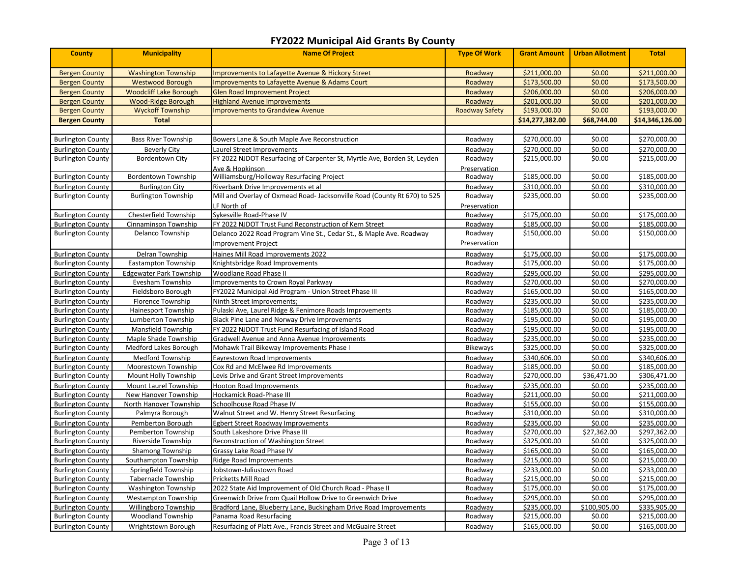# FY2022 Municipal Aid Grants By County

| County | Municipality | Name Of Project | Type Of Work | Grant Amount | Urban Allotment | Total |
|---|---|---|---|---|---|---|
| Bergen County | Washington Township | Improvements to Lafayette Avenue & Hickory Street | Roadway | $211,000.00 | $0.00 | $211,000.00 |
| Bergen County | Westwood Borough | Improvements to Lafayette Avenue & Adams Court | Roadway | $173,500.00 | $0.00 | $173,500.00 |
| Bergen County | Woodcliff Lake Borough | Glen Road Improvement Project | Roadway | $206,000.00 | $0.00 | $206,000.00 |
| Bergen County | Wood-Ridge Borough | Highland Avenue Improvements | Roadway | $201,000.00 | $0.00 | $201,000.00 |
| Bergen County | Wyckoff Township | Improvements to Grandview Avenue | Roadway Safety | $193,000.00 | $0.00 | $193,000.00 |
| **Bergen County** | **Total** | | | **$14,277,382.00** | **$68,744.00** | **$14,346,126.00** |
| | | | | | | |
| Burlington County | Bass River Township | Bowers Lane & South Maple Ave Reconstruction | Roadway | $270,000.00 | $0.00 | $270,000.00 |
| Burlington County | Beverly City | Laurel Street Improvements | Roadway | $270,000.00 | $0.00 | $270,000.00 |
| Burlington County | Bordentown City | FY 2022 NJDOT Resurfacing of Carpenter St, Myrtle Ave, Borden St, Leyden Ave & Hopkinson | Roadway Preservation | $215,000.00 | $0.00 | $215,000.00 |
| Burlington County | Bordentown Township | Williamsburg/Holloway Resurfacing Project | Roadway | $185,000.00 | $0.00 | $185,000.00 |
| Burlington County | Burlington City | Riverbank Drive Improvements et al | Roadway | $310,000.00 | $0.00 | $310,000.00 |
| Burlington County | Burlington Township | Mill and Overlay of Oxmead Road- Jacksonville Road (County Rt 670) to 525 LF North of | Roadway Preservation | $235,000.00 | $0.00 | $235,000.00 |
| Burlington County | Chesterfield Township | Sykesville Road-Phase IV | Roadway | $175,000.00 | $0.00 | $175,000.00 |
| Burlington County | Cinnaminson Township | FY 2022 NJDOT Trust Fund Reconstruction of Kern Street | Roadway | $185,000.00 | $0.00 | $185,000.00 |
| Burlington County | Delanco Township | Delanco 2022 Road Program Vine St., Cedar St., & Maple Ave. Roadway Improvement Project | Roadway Preservation | $150,000.00 | $0.00 | $150,000.00 |
| Burlington County | Delran Township | Haines Mill Road Improvements 2022 | Roadway | $175,000.00 | $0.00 | $175,000.00 |
| Burlington County | Eastampton Township | Knightsbridge Road Improvements | Roadway | $175,000.00 | $0.00 | $175,000.00 |
| Burlington County | Edgewater Park Township | Woodlane Road Phase II | Roadway | $295,000.00 | $0.00 | $295,000.00 |
| Burlington County | Evesham Township | Improvements to Crown Royal Parkway | Roadway | $270,000.00 | $0.00 | $270,000.00 |
| Burlington County | Fieldsboro Borough | FY2022 Municipal Aid Program - Union Street Phase III | Roadway | $165,000.00 | $0.00 | $165,000.00 |
| Burlington County | Florence Township | Ninth Street Improvements; | Roadway | $235,000.00 | $0.00 | $235,000.00 |
| Burlington County | Hainesport Township | Pulaski Ave, Laurel Ridge & Fenimore Roads Improvements | Roadway | $185,000.00 | $0.00 | $185,000.00 |
| Burlington County | Lumberton Township | Black Pine Lane and Norway Drive Improvements | Roadway | $195,000.00 | $0.00 | $195,000.00 |
| Burlington County | Mansfield Township | FY 2022 NJDOT Trust Fund Resurfacing of Island Road | Roadway | $195,000.00 | $0.00 | $195,000.00 |
| Burlington County | Maple Shade Township | Gradwell Avenue and Anna Avenue Improvements | Roadway | $235,000.00 | $0.00 | $235,000.00 |
| Burlington County | Medford Lakes Borough | Mohawk Trail Bikeway Improvements Phase I | Bikeways | $325,000.00 | $0.00 | $325,000.00 |
| Burlington County | Medford Township | Eayrestown Road Improvements | Roadway | $340,606.00 | $0.00 | $340,606.00 |
| Burlington County | Moorestown Township | Cox Rd and McElwee Rd Improvements | Roadway | $185,000.00 | $0.00 | $185,000.00 |
| Burlington County | Mount Holly Township | Levis Drive and Grant Street Improvements | Roadway | $270,000.00 | $36,471.00 | $306,471.00 |
| Burlington County | Mount Laurel Township | Hooton Road Improvements | Roadway | $235,000.00 | $0.00 | $235,000.00 |
| Burlington County | New Hanover Township | Hockamick Road-Phase III | Roadway | $211,000.00 | $0.00 | $211,000.00 |
| Burlington County | North Hanover Township | Schoolhouse Road Phase IV | Roadway | $155,000.00 | $0.00 | $155,000.00 |
| Burlington County | Palmyra Borough | Walnut Street and W. Henry Street Resurfacing | Roadway | $310,000.00 | $0.00 | $310,000.00 |
| Burlington County | Pemberton Borough | Egbert Street Roadway Improvements | Roadway | $235,000.00 | $0.00 | $235,000.00 |
| Burlington County | Pemberton Township | South Lakeshore Drive Phase III | Roadway | $270,000.00 | $27,362.00 | $297,362.00 |
| Burlington County | Riverside Township | Reconstruction of Washington Street | Roadway | $325,000.00 | $0.00 | $325,000.00 |
| Burlington County | Shamong Township | Grassy Lake Road Phase IV | Roadway | $165,000.00 | $0.00 | $165,000.00 |
| Burlington County | Southampton Township | Ridge Road Improvements | Roadway | $215,000.00 | $0.00 | $215,000.00 |
| Burlington County | Springfield Township | Jobstown-Juliustown Road | Roadway | $233,000.00 | $0.00 | $233,000.00 |
| Burlington County | Tabernacle Township | Pricketts Mill Road | Roadway | $215,000.00 | $0.00 | $215,000.00 |
| Burlington County | Washington Township | 2022 State Aid Improvement of Old Church Road - Phase II | Roadway | $175,000.00 | $0.00 | $175,000.00 |
| Burlington County | Westampton Township | Greenwich Drive from Quail Hollow Drive to Greenwich Drive | Roadway | $295,000.00 | $0.00 | $295,000.00 |
| Burlington County | Willingboro Township | Bradford Lane, Blueberry Lane, Buckingham Drive Road Improvements | Roadway | $235,000.00 | $100,905.00 | $335,905.00 |
| Burlington County | Woodland Township | Panama Road Resurfacing | Roadway | $215,000.00 | $0.00 | $215,000.00 |
| Burlington County | Wrightstown Borough | Resurfacing of Platt Ave., Francis Street and McGuaire Street | Roadway | $165,000.00 | $0.00 | $165,000.00 |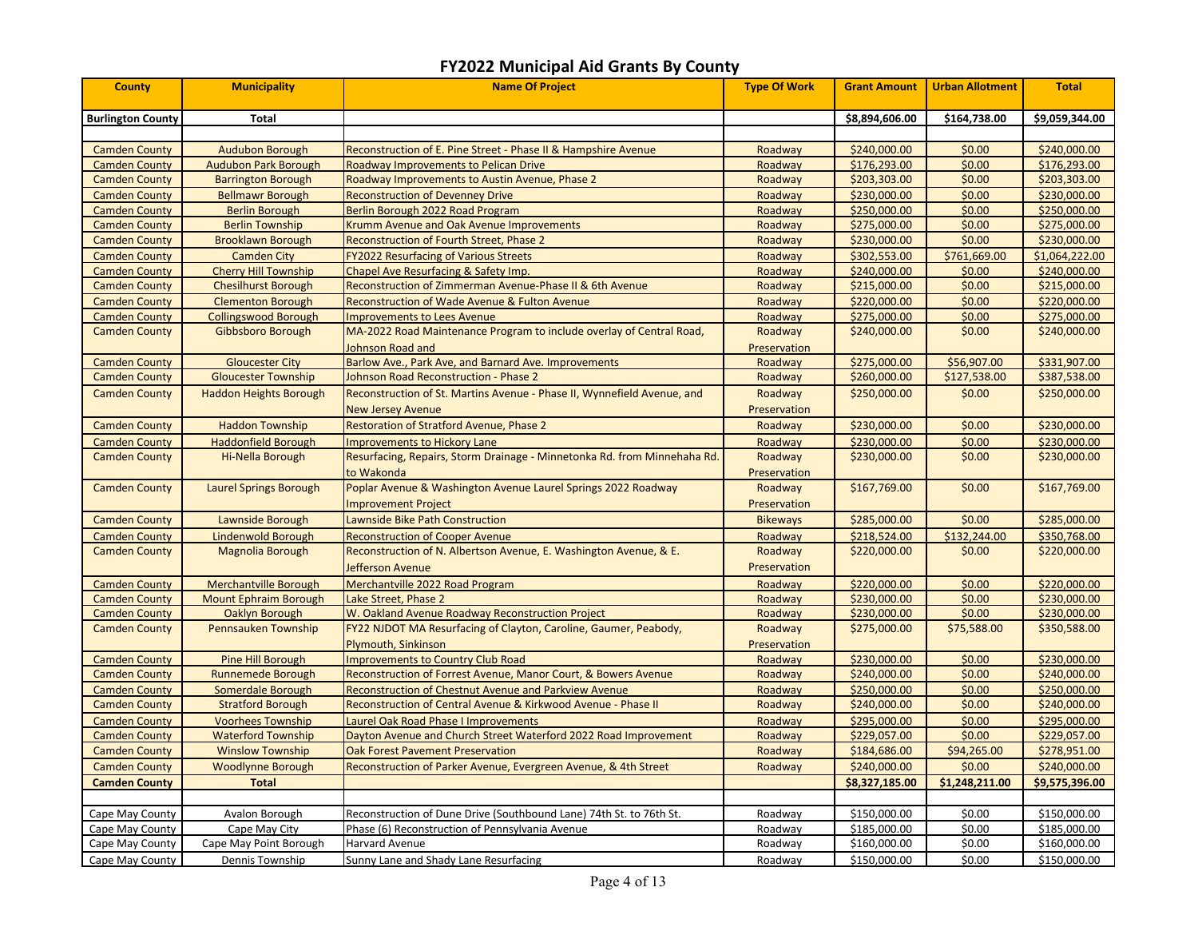# FY2022 Municipal Aid Grants By County

| County | Municipality | Name Of Project | Type Of Work | Grant Amount | Urban Allotment | Total |
|---|---|---|---|---|---|---|
| **Burlington County** | **Total** | | | **$8,894,606.00** | **$164,738.00** | **$9,059,344.00** |
| | | | | | | |
| Camden County | Audubon Borough | Reconstruction of E. Pine Street - Phase II & Hampshire Avenue | Roadway | $240,000.00 | $0.00 | $240,000.00 |
| Camden County | Audubon Park Borough | Roadway Improvements to Pelican Drive | Roadway | $176,293.00 | $0.00 | $176,293.00 |
| Camden County | Barrington Borough | Roadway Improvements to Austin Avenue, Phase 2 | Roadway | $203,303.00 | $0.00 | $203,303.00 |
| Camden County | Bellmawr Borough | Reconstruction of Devenney Drive | Roadway | $230,000.00 | $0.00 | $230,000.00 |
| Camden County | Berlin Borough | Berlin Borough 2022 Road Program | Roadway | $250,000.00 | $0.00 | $250,000.00 |
| Camden County | Berlin Township | Krumm Avenue and Oak Avenue Improvements | Roadway | $275,000.00 | $0.00 | $275,000.00 |
| Camden County | Brooklawn Borough | Reconstruction of Fourth Street, Phase 2 | Roadway | $230,000.00 | $0.00 | $230,000.00 |
| Camden County | Camden City | FY2022 Resurfacing of Various Streets | Roadway | $302,553.00 | $761,669.00 | $1,064,222.00 |
| Camden County | Cherry Hill Township | Chapel Ave Resurfacing & Safety Imp. | Roadway | $240,000.00 | $0.00 | $240,000.00 |
| Camden County | Chesilhurst Borough | Reconstruction of Zimmerman Avenue-Phase II & 6th Avenue | Roadway | $215,000.00 | $0.00 | $215,000.00 |
| Camden County | Clementon Borough | Reconstruction of Wade Avenue & Fulton Avenue | Roadway | $220,000.00 | $0.00 | $220,000.00 |
| Camden County | Collingswood Borough | Improvements to Lees Avenue | Roadway | $275,000.00 | $0.00 | $275,000.00 |
| Camden County | Gibbsboro Borough | MA-2022 Road Maintenance Program to include overlay of Central Road, Johnson Road and | Roadway Preservation | $240,000.00 | $0.00 | $240,000.00 |
| Camden County | Gloucester City | Barlow Ave., Park Ave, and Barnard Ave. Improvements | Roadway | $275,000.00 | $56,907.00 | $331,907.00 |
| Camden County | Gloucester Township | Johnson Road Reconstruction - Phase 2 | Roadway | $260,000.00 | $127,538.00 | $387,538.00 |
| Camden County | Haddon Heights Borough | Reconstruction of St. Martins Avenue - Phase II, Wynnefield Avenue, and New Jersey Avenue | Roadway Preservation | $250,000.00 | $0.00 | $250,000.00 |
| Camden County | Haddon Township | Restoration of Stratford Avenue, Phase 2 | Roadway | $230,000.00 | $0.00 | $230,000.00 |
| Camden County | Haddonfield Borough | Improvements to Hickory Lane | Roadway | $230,000.00 | $0.00 | $230,000.00 |
| Camden County | Hi-Nella Borough | Resurfacing, Repairs, Storm Drainage - Minnetonka Rd. from Minnehaha Rd. to Wakonda | Roadway Preservation | $230,000.00 | $0.00 | $230,000.00 |
| Camden County | Laurel Springs Borough | Poplar Avenue & Washington Avenue Laurel Springs 2022 Roadway Improvement Project | Roadway Preservation | $167,769.00 | $0.00 | $167,769.00 |
| Camden County | Lawnside Borough | Lawnside Bike Path Construction | Bikeways | $285,000.00 | $0.00 | $285,000.00 |
| Camden County | Lindenwold Borough | Reconstruction of Cooper Avenue | Roadway | $218,524.00 | $132,244.00 | $350,768.00 |
| Camden County | Magnolia Borough | Reconstruction of N. Albertson Avenue, E. Washington Avenue, & E. Jefferson Avenue | Roadway Preservation | $220,000.00 | $0.00 | $220,000.00 |
| Camden County | Merchantville Borough | Merchantville 2022 Road Program | Roadway | $220,000.00 | $0.00 | $220,000.00 |
| Camden County | Mount Ephraim Borough | Lake Street, Phase 2 | Roadway | $230,000.00 | $0.00 | $230,000.00 |
| Camden County | Oaklyn Borough | W. Oakland Avenue Roadway Reconstruction Project | Roadway | $230,000.00 | $0.00 | $230,000.00 |
| Camden County | Pennsauken Township | FY22 NJDOT MA Resurfacing of Clayton, Caroline, Gaumer, Peabody, Plymouth, Sinkinson | Roadway Preservation | $275,000.00 | $75,588.00 | $350,588.00 |
| Camden County | Pine Hill Borough | Improvements to Country Club Road | Roadway | $230,000.00 | $0.00 | $230,000.00 |
| Camden County | Runnemede Borough | Reconstruction of Forrest Avenue, Manor Court, & Bowers Avenue | Roadway | $240,000.00 | $0.00 | $240,000.00 |
| Camden County | Somerdale Borough | Reconstruction of Chestnut Avenue and Parkview Avenue | Roadway | $250,000.00 | $0.00 | $250,000.00 |
| Camden County | Stratford Borough | Reconstruction of Central Avenue & Kirkwood Avenue - Phase II | Roadway | $240,000.00 | $0.00 | $240,000.00 |
| Camden County | Voorhees Township | Laurel Oak Road Phase I Improvements | Roadway | $295,000.00 | $0.00 | $295,000.00 |
| Camden County | Waterford Township | Dayton Avenue and Church Street Waterford 2022 Road Improvement | Roadway | $229,057.00 | $0.00 | $229,057.00 |
| Camden County | Winslow Township | Oak Forest Pavement Preservation | Roadway | $184,686.00 | $94,265.00 | $278,951.00 |
| Camden County | Woodlynne Borough | Reconstruction of Parker Avenue, Evergreen Avenue, & 4th Street | Roadway | $240,000.00 | $0.00 | $240,000.00 |
| **Camden County** | **Total** | | | **$8,327,185.00** | **$1,248,211.00** | **$9,575,396.00** |
| | | | | | | |
| Cape May County | Avalon Borough | Reconstruction of Dune Drive (Southbound Lane) 74th St. to 76th St. | Roadway | $150,000.00 | $0.00 | $150,000.00 |
| Cape May County | Cape May City | Phase (6) Reconstruction of Pennsylvania Avenue | Roadway | $185,000.00 | $0.00 | $185,000.00 |
| Cape May County | Cape May Point Borough | Harvard Avenue | Roadway | $160,000.00 | $0.00 | $160,000.00 |
| Cape May County | Dennis Township | Sunny Lane and Shady Lane Resurfacing | Roadway | $150,000.00 | $0.00 | $150,000.00 |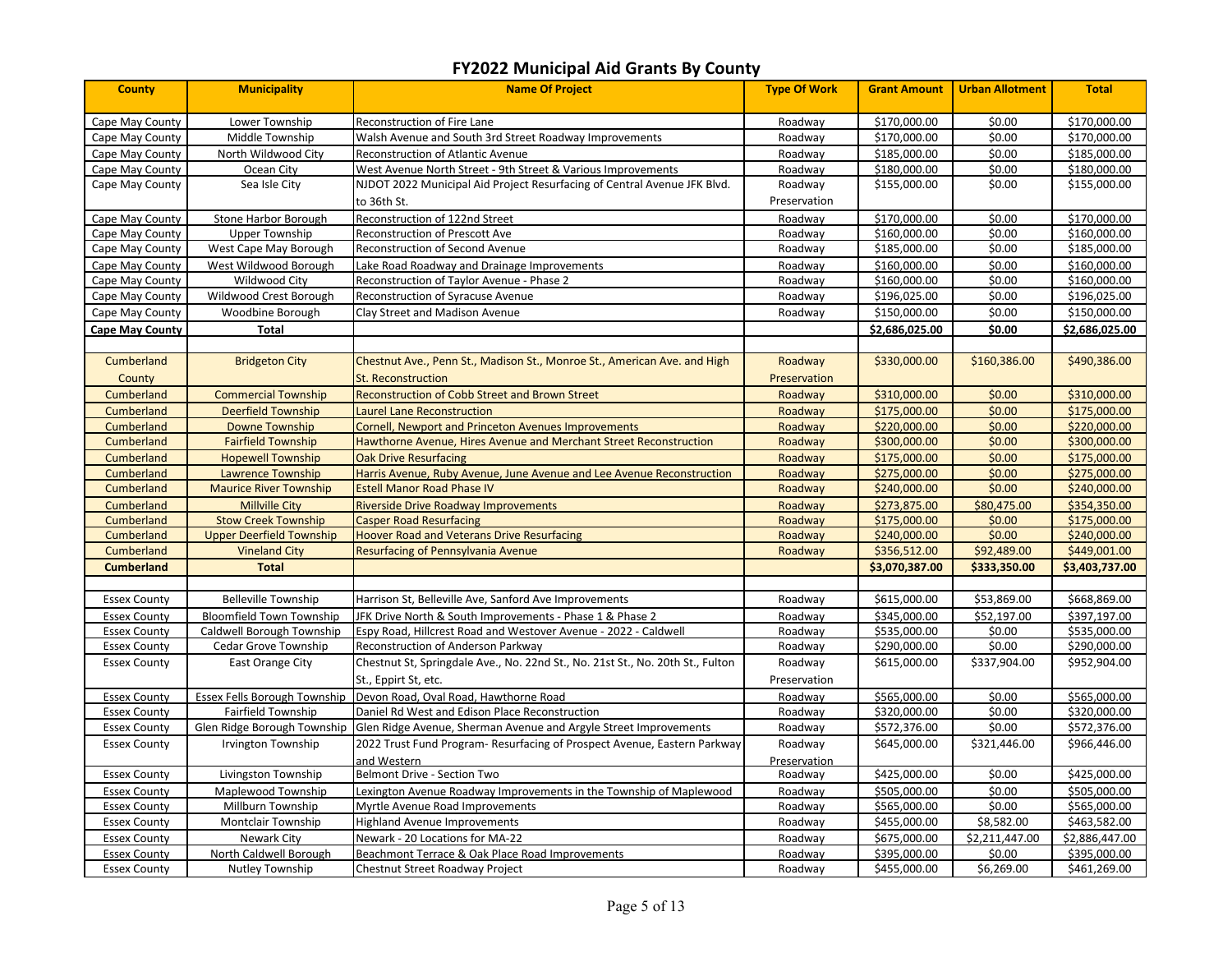# FY2022 Municipal Aid Grants By County

| County | Municipality | Name Of Project | Type Of Work | Grant Amount | Urban Allotment | Total |
|---|---|---|---|---|---|---|
| Cape May County | Lower Township | Reconstruction of Fire Lane | Roadway | $170,000.00 | $0.00 | $170,000.00 |
| Cape May County | Middle Township | Walsh Avenue and South 3rd Street Roadway Improvements | Roadway | $170,000.00 | $0.00 | $170,000.00 |
| Cape May County | North Wildwood City | Reconstruction of Atlantic Avenue | Roadway | $185,000.00 | $0.00 | $185,000.00 |
| Cape May County | Ocean City | West Avenue North Street - 9th Street & Various Improvements | Roadway | $180,000.00 | $0.00 | $180,000.00 |
| Cape May County | Sea Isle City | NJDOT 2022 Municipal Aid Project Resurfacing of Central Avenue JFK Blvd. to 36th St. | Roadway Preservation | $155,000.00 | $0.00 | $155,000.00 |
| Cape May County | Stone Harbor Borough | Reconstruction of 122nd Street | Roadway | $170,000.00 | $0.00 | $170,000.00 |
| Cape May County | Upper Township | Reconstruction of Prescott Ave | Roadway | $160,000.00 | $0.00 | $160,000.00 |
| Cape May County | West Cape May Borough | Reconstruction of Second Avenue | Roadway | $185,000.00 | $0.00 | $185,000.00 |
| Cape May County | West Wildwood Borough | Lake Road Roadway and Drainage Improvements | Roadway | $160,000.00 | $0.00 | $160,000.00 |
| Cape May County | Wildwood City | Reconstruction of Taylor Avenue - Phase 2 | Roadway | $160,000.00 | $0.00 | $160,000.00 |
| Cape May County | Wildwood Crest Borough | Reconstruction of Syracuse Avenue | Roadway | $196,025.00 | $0.00 | $196,025.00 |
| Cape May County | Woodbine Borough | Clay Street and Madison Avenue | Roadway | $150,000.00 | $0.00 | $150,000.00 |
| **Cape May County** | **Total** | | | **$2,686,025.00** | **$0.00** | **$2,686,025.00** |
| | | | | | | |
| Cumberland County | Bridgeton City | Chestnut Ave., Penn St., Madison St., Monroe St., American Ave. and High St. Reconstruction | Roadway Preservation | $330,000.00 | $160,386.00 | $490,386.00 |
| Cumberland | Commercial Township | Reconstruction of Cobb Street and Brown Street | Roadway | $310,000.00 | $0.00 | $310,000.00 |
| Cumberland | Deerfield Township | Laurel Lane Reconstruction | Roadway | $175,000.00 | $0.00 | $175,000.00 |
| Cumberland | Downe Township | Cornell, Newport and Princeton Avenues Improvements | Roadway | $220,000.00 | $0.00 | $220,000.00 |
| Cumberland | Fairfield Township | Hawthorne Avenue, Hires Avenue and Merchant Street Reconstruction | Roadway | $300,000.00 | $0.00 | $300,000.00 |
| Cumberland | Hopewell Township | Oak Drive Resurfacing | Roadway | $175,000.00 | $0.00 | $175,000.00 |
| Cumberland | Lawrence Township | Harris Avenue, Ruby Avenue, June Avenue and Lee Avenue Reconstruction | Roadway | $275,000.00 | $0.00 | $275,000.00 |
| Cumberland | Maurice River Township | Estell Manor Road Phase IV | Roadway | $240,000.00 | $0.00 | $240,000.00 |
| Cumberland | Millville City | Riverside Drive Roadway Improvements | Roadway | $273,875.00 | $80,475.00 | $354,350.00 |
| Cumberland | Stow Creek Township | Casper Road Resurfacing | Roadway | $175,000.00 | $0.00 | $175,000.00 |
| Cumberland | Upper Deerfield Township | Hoover Road and Veterans Drive Resurfacing | Roadway | $240,000.00 | $0.00 | $240,000.00 |
| Cumberland | Vineland City | Resurfacing of Pennsylvania Avenue | Roadway | $356,512.00 | $92,489.00 | $449,001.00 |
| **Cumberland** | **Total** | | | **$3,070,387.00** | **$333,350.00** | **$3,403,737.00** |
| | | | | | | |
| Essex County | Belleville Township | Harrison St, Belleville Ave, Sanford Ave Improvements | Roadway | $615,000.00 | $53,869.00 | $668,869.00 |
| Essex County | Bloomfield Town Township | JFK Drive North & South Improvements - Phase 1 & Phase 2 | Roadway | $345,000.00 | $52,197.00 | $397,197.00 |
| Essex County | Caldwell Borough Township | Espy Road, Hillcrest Road and Westover Avenue - 2022 - Caldwell | Roadway | $535,000.00 | $0.00 | $535,000.00 |
| Essex County | Cedar Grove Township | Reconstruction of Anderson Parkway | Roadway | $290,000.00 | $0.00 | $290,000.00 |
| Essex County | East Orange City | Chestnut St, Springdale Ave., No. 22nd St., No. 21st St., No. 20th St., Fulton St., Eppirt St, etc. | Roadway Preservation | $615,000.00 | $337,904.00 | $952,904.00 |
| Essex County | Essex Fells Borough Township | Devon Road, Oval Road, Hawthorne Road | Roadway | $565,000.00 | $0.00 | $565,000.00 |
| Essex County | Fairfield Township | Daniel Rd West and Edison Place Reconstruction | Roadway | $320,000.00 | $0.00 | $320,000.00 |
| Essex County | Glen Ridge Borough Township | Glen Ridge Avenue, Sherman Avenue and Argyle Street Improvements | Roadway | $572,376.00 | $0.00 | $572,376.00 |
| Essex County | Irvington Township | 2022 Trust Fund Program- Resurfacing of Prospect Avenue, Eastern Parkway and Western | Roadway Preservation | $645,000.00 | $321,446.00 | $966,446.00 |
| Essex County | Livingston Township | Belmont Drive - Section Two | Roadway | $425,000.00 | $0.00 | $425,000.00 |
| Essex County | Maplewood Township | Lexington Avenue Roadway Improvements in the Township of Maplewood | Roadway | $505,000.00 | $0.00 | $505,000.00 |
| Essex County | Millburn Township | Myrtle Avenue Road Improvements | Roadway | $565,000.00 | $0.00 | $565,000.00 |
| Essex County | Montclair Township | Highland Avenue Improvements | Roadway | $455,000.00 | $8,582.00 | $463,582.00 |
| Essex County | Newark City | Newark - 20 Locations for MA-22 | Roadway | $675,000.00 | $2,211,447.00 | $2,886,447.00 |
| Essex County | North Caldwell Borough | Beachmont Terrace & Oak Place Road Improvements | Roadway | $395,000.00 | $0.00 | $395,000.00 |
| Essex County | Nutley Township | Chestnut Street Roadway Project | Roadway | $455,000.00 | $6,269.00 | $461,269.00 |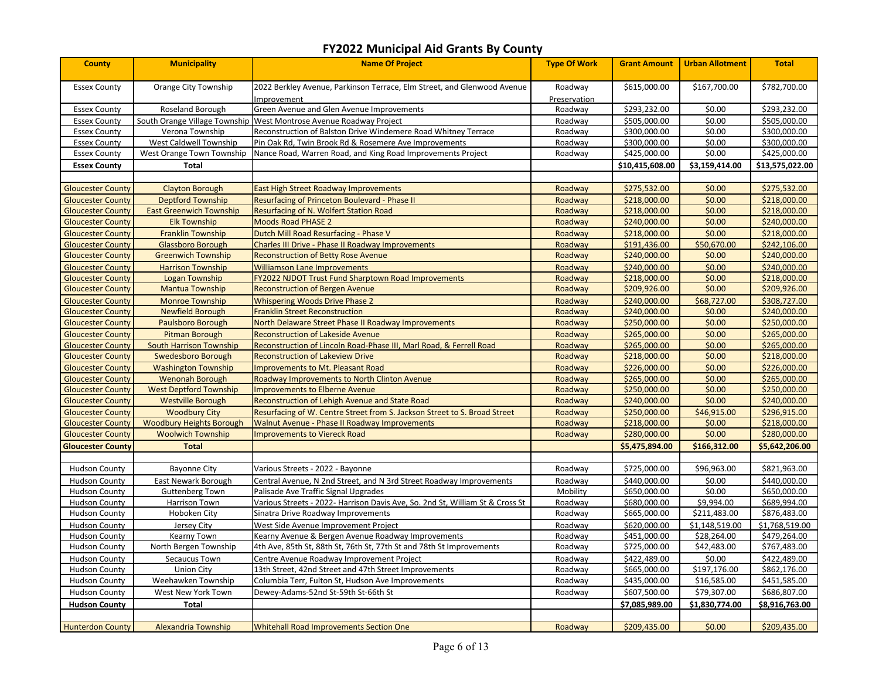# FY2022 Municipal Aid Grants By County

| County | Municipality | Name Of Project | Type Of Work | Grant Amount | Urban Allotment | Total |
|---|---|---|---|---|---|---|
| Essex County | Orange City Township | 2022 Berkley Avenue, Parkinson Terrace, Elm Street, and Glenwood Avenue Improvement | Roadway Preservation | $615,000.00 | $167,700.00 | $782,700.00 |
| Essex County | Roseland Borough | Green Avenue and Glen Avenue Improvements | Roadway | $293,232.00 | $0.00 | $293,232.00 |
| Essex County | South Orange Village Township | West Montrose Avenue Roadway Project | Roadway | $505,000.00 | $0.00 | $505,000.00 |
| Essex County | Verona Township | Reconstruction of Balston Drive Windemere Road Whitney Terrace | Roadway | $300,000.00 | $0.00 | $300,000.00 |
| Essex County | West Caldwell Township | Pin Oak Rd, Twin Brook Rd & Rosemere Ave Improvements | Roadway | $300,000.00 | $0.00 | $300,000.00 |
| Essex County | West Orange Town Township | Nance Road, Warren Road, and King Road Improvements Project | Roadway | $425,000.00 | $0.00 | $425,000.00 |
| **Essex County** | **Total** | | | **$10,415,608.00** | **$3,159,414.00** | **$13,575,022.00** |
| | | | | | | |
| Gloucester County | Clayton Borough | East High Street Roadway Improvements | Roadway | $275,532.00 | $0.00 | $275,532.00 |
| Gloucester County | Deptford Township | Resurfacing of Princeton Boulevard - Phase II | Roadway | $218,000.00 | $0.00 | $218,000.00 |
| Gloucester County | East Greenwich Township | Resurfacing of N. Wolfert Station Road | Roadway | $218,000.00 | $0.00 | $218,000.00 |
| Gloucester County | Elk Township | Moods Road PHASE 2 | Roadway | $240,000.00 | $0.00 | $240,000.00 |
| Gloucester County | Franklin Township | Dutch Mill Road Resurfacing - Phase V | Roadway | $218,000.00 | $0.00 | $218,000.00 |
| Gloucester County | Glassboro Borough | Charles III Drive - Phase II Roadway Improvements | Roadway | $191,436.00 | $50,670.00 | $242,106.00 |
| Gloucester County | Greenwich Township | Reconstruction of Betty Rose Avenue | Roadway | $240,000.00 | $0.00 | $240,000.00 |
| Gloucester County | Harrison Township | Williamson Lane Improvements | Roadway | $240,000.00 | $0.00 | $240,000.00 |
| Gloucester County | Logan Township | FY2022 NJDOT Trust Fund Sharptown Road Improvements | Roadway | $218,000.00 | $0.00 | $218,000.00 |
| Gloucester County | Mantua Township | Reconstruction of Bergen Avenue | Roadway | $209,926.00 | $0.00 | $209,926.00 |
| Gloucester County | Monroe Township | Whispering Woods Drive Phase 2 | Roadway | $240,000.00 | $68,727.00 | $308,727.00 |
| Gloucester County | Newfield Borough | Franklin Street Reconstruction | Roadway | $240,000.00 | $0.00 | $240,000.00 |
| Gloucester County | Paulsboro Borough | North Delaware Street Phase II Roadway Improvements | Roadway | $250,000.00 | $0.00 | $250,000.00 |
| Gloucester County | Pitman Borough | Reconstruction of Lakeside Avenue | Roadway | $265,000.00 | $0.00 | $265,000.00 |
| Gloucester County | South Harrison Township | Reconstruction of Lincoln Road-Phase III, Marl Road, & Ferrell Road | Roadway | $265,000.00 | $0.00 | $265,000.00 |
| Gloucester County | Swedesboro Borough | Reconstruction of Lakeview Drive | Roadway | $218,000.00 | $0.00 | $218,000.00 |
| Gloucester County | Washington Township | Improvements to Mt. Pleasant Road | Roadway | $226,000.00 | $0.00 | $226,000.00 |
| Gloucester County | Wenonah Borough | Roadway Improvements to North Clinton Avenue | Roadway | $265,000.00 | $0.00 | $265,000.00 |
| Gloucester County | West Deptford Township | Improvements to Elberne Avenue | Roadway | $250,000.00 | $0.00 | $250,000.00 |
| Gloucester County | Westville Borough | Reconstruction of Lehigh Avenue and State Road | Roadway | $240,000.00 | $0.00 | $240,000.00 |
| Gloucester County | Woodbury City | Resurfacing of W. Centre Street from S. Jackson Street to S. Broad Street | Roadway | $250,000.00 | $46,915.00 | $296,915.00 |
| Gloucester County | Woodbury Heights Borough | Walnut Avenue - Phase II Roadway Improvements | Roadway | $218,000.00 | $0.00 | $218,000.00 |
| Gloucester County | Woolwich Township | Improvements to Viereck Road | Roadway | $280,000.00 | $0.00 | $280,000.00 |
| **Gloucester County** | **Total** | | | **$5,475,894.00** | **$166,312.00** | **$5,642,206.00** |
| | | | | | | |
| Hudson County | Bayonne City | Various Streets - 2022 - Bayonne | Roadway | $725,000.00 | $96,963.00 | $821,963.00 |
| Hudson County | East Newark Borough | Central Avenue, N 2nd Street, and N 3rd Street Roadway Improvements | Roadway | $440,000.00 | $0.00 | $440,000.00 |
| Hudson County | Guttenberg Town | Palisade Ave Traffic Signal Upgrades | Mobility | $650,000.00 | $0.00 | $650,000.00 |
| Hudson County | Harrison Town | Various Streets - 2022- Harrison Davis Ave, So. 2nd St, William St & Cross St | Roadway | $680,000.00 | $9,994.00 | $689,994.00 |
| Hudson County | Hoboken City | Sinatra Drive Roadway Improvements | Roadway | $665,000.00 | $211,483.00 | $876,483.00 |
| Hudson County | Jersey City | West Side Avenue Improvement Project | Roadway | $620,000.00 | $1,148,519.00 | $1,768,519.00 |
| Hudson County | Kearny Town | Kearny Avenue & Bergen Avenue Roadway Improvements | Roadway | $451,000.00 | $28,264.00 | $479,264.00 |
| Hudson County | North Bergen Township | 4th Ave, 85th St, 88th St, 76th St, 77th St and 78th St Improvements | Roadway | $725,000.00 | $42,483.00 | $767,483.00 |
| Hudson County | Secaucus Town | Centre Avenue Roadway Improvement Project | Roadway | $422,489.00 | $0.00 | $422,489.00 |
| Hudson County | Union City | 13th Street, 42nd Street and 47th Street Improvements | Roadway | $665,000.00 | $197,176.00 | $862,176.00 |
| Hudson County | Weehawken Township | Columbia Terr, Fulton St, Hudson Ave Improvements | Roadway | $435,000.00 | $16,585.00 | $451,585.00 |
| Hudson County | West New York Town | Dewey-Adams-52nd St-59th St-66th St | Roadway | $607,500.00 | $79,307.00 | $686,807.00 |
| **Hudson County** | **Total** | | | **$7,085,989.00** | **$1,830,774.00** | **$8,916,763.00** |
| | | | | | | |
| Hunterdon County | Alexandria Township | Whitehall Road Improvements Section One | Roadway | $209,435.00 | $0.00 | $209,435.00 |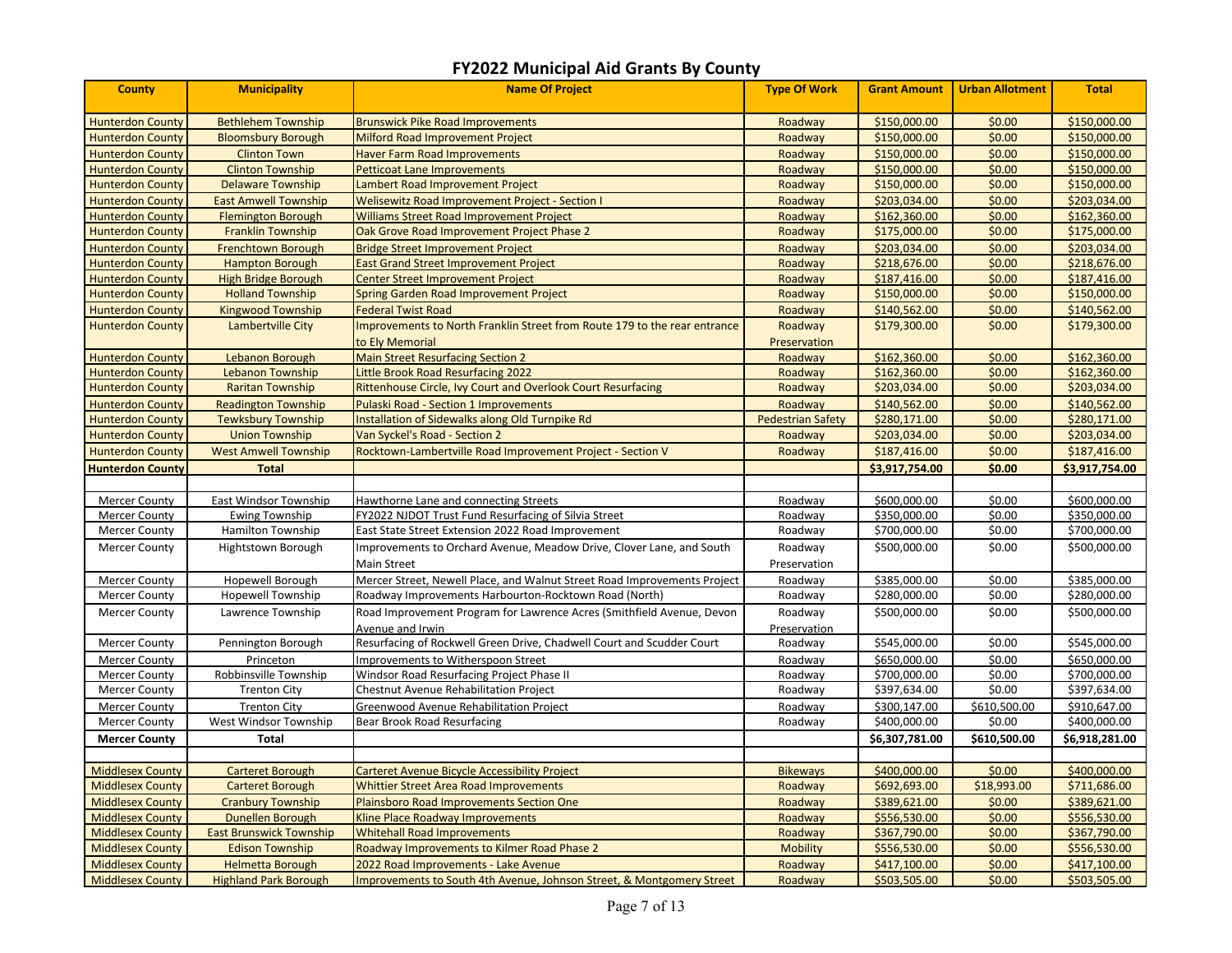# FY2022 Municipal Aid Grants By County

| County | Municipality | Name Of Project | Type Of Work | Grant Amount | Urban Allotment | Total |
|---|---|---|---|---|---|---|
| Hunterdon County | Bethlehem Township | Brunswick Pike Road Improvements | Roadway | $150,000.00 | $0.00 | $150,000.00 |
| Hunterdon County | Bloomsbury Borough | Milford Road Improvement Project | Roadway | $150,000.00 | $0.00 | $150,000.00 |
| Hunterdon County | Clinton Town | Haver Farm Road Improvements | Roadway | $150,000.00 | $0.00 | $150,000.00 |
| Hunterdon County | Clinton Township | Petticoat Lane Improvements | Roadway | $150,000.00 | $0.00 | $150,000.00 |
| Hunterdon County | Delaware Township | Lambert Road Improvement Project | Roadway | $150,000.00 | $0.00 | $150,000.00 |
| Hunterdon County | East Amwell Township | Welisewitz Road Improvement Project - Section I | Roadway | $203,034.00 | $0.00 | $203,034.00 |
| Hunterdon County | Flemington Borough | Williams Street Road Improvement Project | Roadway | $162,360.00 | $0.00 | $162,360.00 |
| Hunterdon County | Franklin Township | Oak Grove Road Improvement Project Phase 2 | Roadway | $175,000.00 | $0.00 | $175,000.00 |
| Hunterdon County | Frenchtown Borough | Bridge Street Improvement Project | Roadway | $203,034.00 | $0.00 | $203,034.00 |
| Hunterdon County | Hampton Borough | East Grand Street Improvement Project | Roadway | $218,676.00 | $0.00 | $218,676.00 |
| Hunterdon County | High Bridge Borough | Center Street Improvement Project | Roadway | $187,416.00 | $0.00 | $187,416.00 |
| Hunterdon County | Holland Township | Spring Garden Road Improvement Project | Roadway | $150,000.00 | $0.00 | $150,000.00 |
| Hunterdon County | Kingwood Township | Federal Twist Road | Roadway | $140,562.00 | $0.00 | $140,562.00 |
| Hunterdon County | Lambertville City | Improvements to North Franklin Street from Route 179 to the rear entrance to Ely Memorial | Roadway Preservation | $179,300.00 | $0.00 | $179,300.00 |
| Hunterdon County | Lebanon Borough | Main Street Resurfacing Section 2 | Roadway | $162,360.00 | $0.00 | $162,360.00 |
| Hunterdon County | Lebanon Township | Little Brook Road Resurfacing 2022 | Roadway | $162,360.00 | $0.00 | $162,360.00 |
| Hunterdon County | Raritan Township | Rittenhouse Circle, Ivy Court and Overlook Court Resurfacing | Roadway | $203,034.00 | $0.00 | $203,034.00 |
| Hunterdon County | Readington Township | Pulaski Road - Section 1 Improvements | Roadway | $140,562.00 | $0.00 | $140,562.00 |
| Hunterdon County | Tewksbury Township | Installation of Sidewalks along Old Turnpike Rd | Pedestrian Safety | $280,171.00 | $0.00 | $280,171.00 |
| Hunterdon County | Union Township | Van Syckel's Road - Section 2 | Roadway | $203,034.00 | $0.00 | $203,034.00 |
| Hunterdon County | West Amwell Township | Rocktown-Lambertville Road Improvement Project - Section V | Roadway | $187,416.00 | $0.00 | $187,416.00 |
| **Hunterdon County** | **Total** | | | **$3,917,754.00** | **$0.00** | **$3,917,754.00** |
| | | | | | | |
| Mercer County | East Windsor Township | Hawthorne Lane and connecting Streets | Roadway | $600,000.00 | $0.00 | $600,000.00 |
| Mercer County | Ewing Township | FY2022 NJDOT Trust Fund Resurfacing of Silvia Street | Roadway | $350,000.00 | $0.00 | $350,000.00 |
| Mercer County | Hamilton Township | East State Street Extension 2022 Road Improvement | Roadway | $700,000.00 | $0.00 | $700,000.00 |
| Mercer County | Hightstown Borough | Improvements to Orchard Avenue, Meadow Drive, Clover Lane, and South Main Street | Roadway Preservation | $500,000.00 | $0.00 | $500,000.00 |
| Mercer County | Hopewell Borough | Mercer Street, Newell Place, and Walnut Street Road Improvements Project | Roadway | $385,000.00 | $0.00 | $385,000.00 |
| Mercer County | Hopewell Township | Roadway Improvements Harbourton-Rocktown Road (North) | Roadway | $280,000.00 | $0.00 | $280,000.00 |
| Mercer County | Lawrence Township | Road Improvement Program for Lawrence Acres (Smithfield Avenue, Devon Avenue and Irwin | Roadway Preservation | $500,000.00 | $0.00 | $500,000.00 |
| Mercer County | Pennington Borough | Resurfacing of Rockwell Green Drive, Chadwell Court and Scudder Court | Roadway | $545,000.00 | $0.00 | $545,000.00 |
| Mercer County | Princeton | Improvements to Witherspoon Street | Roadway | $650,000.00 | $0.00 | $650,000.00 |
| Mercer County | Robbinsville Township | Windsor Road Resurfacing Project Phase II | Roadway | $700,000.00 | $0.00 | $700,000.00 |
| Mercer County | Trenton City | Chestnut Avenue Rehabilitation Project | Roadway | $397,634.00 | $0.00 | $397,634.00 |
| Mercer County | Trenton City | Greenwood Avenue Rehabilitation Project | Roadway | $300,147.00 | $610,500.00 | $910,647.00 |
| Mercer County | West Windsor Township | Bear Brook Road Resurfacing | Roadway | $400,000.00 | $0.00 | $400,000.00 |
| **Mercer County** | **Total** | | | **$6,307,781.00** | **$610,500.00** | **$6,918,281.00** |
| | | | | | | |
| Middlesex County | Carteret Borough | Carteret Avenue Bicycle Accessibility Project | Bikeways | $400,000.00 | $0.00 | $400,000.00 |
| Middlesex County | Carteret Borough | Whittier Street Area Road Improvements | Roadway | $692,693.00 | $18,993.00 | $711,686.00 |
| Middlesex County | Cranbury Township | Plainsboro Road Improvements Section One | Roadway | $389,621.00 | $0.00 | $389,621.00 |
| Middlesex County | Dunellen Borough | Kline Place Roadway Improvements | Roadway | $556,530.00 | $0.00 | $556,530.00 |
| Middlesex County | East Brunswick Township | Whitehall Road Improvements | Roadway | $367,790.00 | $0.00 | $367,790.00 |
| Middlesex County | Edison Township | Roadway Improvements to Kilmer Road Phase 2 | Mobility | $556,530.00 | $0.00 | $556,530.00 |
| Middlesex County | Helmetta Borough | 2022 Road Improvements - Lake Avenue | Roadway | $417,100.00 | $0.00 | $417,100.00 |
| Middlesex County | Highland Park Borough | Improvements to South 4th Avenue, Johnson Street, & Montgomery Street | Roadway | $503,505.00 | $0.00 | $503,505.00 |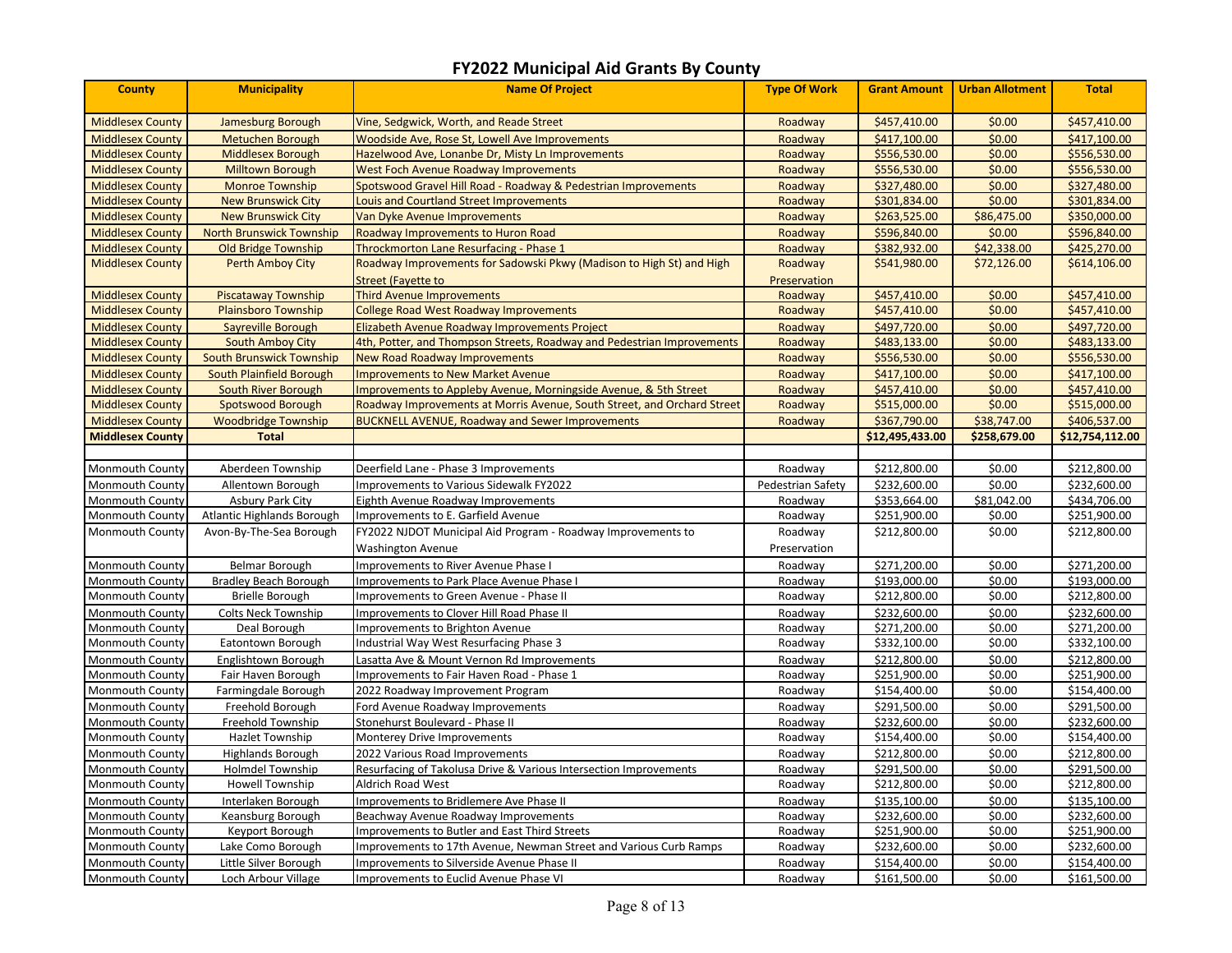# FY2022 Municipal Aid Grants By County

| County | Municipality | Name Of Project | Type Of Work | Grant Amount | Urban Allotment | Total |
|---|---|---|---|---|---|---|
| Middlesex County | Jamesburg Borough | Vine, Sedgwick, Worth, and Reade Street | Roadway | $457,410.00 | $0.00 | $457,410.00 |
| Middlesex County | Metuchen Borough | Woodside Ave, Rose St, Lowell Ave Improvements | Roadway | $417,100.00 | $0.00 | $417,100.00 |
| Middlesex County | Middlesex Borough | Hazelwood Ave, Lonanbe Dr, Misty Ln Improvements | Roadway | $556,530.00 | $0.00 | $556,530.00 |
| Middlesex County | Milltown Borough | West Foch Avenue Roadway Improvements | Roadway | $556,530.00 | $0.00 | $556,530.00 |
| Middlesex County | Monroe Township | Spotswood Gravel Hill Road - Roadway & Pedestrian Improvements | Roadway | $327,480.00 | $0.00 | $327,480.00 |
| Middlesex County | New Brunswick City | Louis and Courtland Street Improvements | Roadway | $301,834.00 | $0.00 | $301,834.00 |
| Middlesex County | New Brunswick City | Van Dyke Avenue Improvements | Roadway | $263,525.00 | $86,475.00 | $350,000.00 |
| Middlesex County | North Brunswick Township | Roadway Improvements to Huron Road | Roadway | $596,840.00 | $0.00 | $596,840.00 |
| Middlesex County | Old Bridge Township | Throckmorton Lane Resurfacing - Phase 1 | Roadway | $382,932.00 | $42,338.00 | $425,270.00 |
| Middlesex County | Perth Amboy City | Roadway Improvements for Sadowski Pkwy (Madison to High St) and High Street (Fayette to | Roadway Preservation | $541,980.00 | $72,126.00 | $614,106.00 |
| Middlesex County | Piscataway Township | Third Avenue Improvements | Roadway | $457,410.00 | $0.00 | $457,410.00 |
| Middlesex County | Plainsboro Township | College Road West Roadway Improvements | Roadway | $457,410.00 | $0.00 | $457,410.00 |
| Middlesex County | Sayreville Borough | Elizabeth Avenue Roadway Improvements Project | Roadway | $497,720.00 | $0.00 | $497,720.00 |
| Middlesex County | South Amboy City | 4th, Potter, and Thompson Streets, Roadway and Pedestrian Improvements | Roadway | $483,133.00 | $0.00 | $483,133.00 |
| Middlesex County | South Brunswick Township | New Road Roadway Improvements | Roadway | $556,530.00 | $0.00 | $556,530.00 |
| Middlesex County | South Plainfield Borough | Improvements to New Market Avenue | Roadway | $417,100.00 | $0.00 | $417,100.00 |
| Middlesex County | South River Borough | Improvements to Appleby Avenue, Morningside Avenue, & 5th Street | Roadway | $457,410.00 | $0.00 | $457,410.00 |
| Middlesex County | Spotswood Borough | Roadway Improvements at Morris Avenue, South Street, and Orchard Street | Roadway | $515,000.00 | $0.00 | $515,000.00 |
| Middlesex County | Woodbridge Township | BUCKNELL AVENUE, Roadway and Sewer Improvements | Roadway | $367,790.00 | $38,747.00 | $406,537.00 |
| **Middlesex County** | **Total** | | | **$12,495,433.00** | **$258,679.00** | **$12,754,112.00** |
| | | | | | | |
| Monmouth County | Aberdeen Township | Deerfield Lane - Phase 3 Improvements | Roadway | $212,800.00 | $0.00 | $212,800.00 |
| Monmouth County | Allentown Borough | Improvements to Various Sidewalk FY2022 | Pedestrian Safety | $232,600.00 | $0.00 | $232,600.00 |
| Monmouth County | Asbury Park City | Eighth Avenue Roadway Improvements | Roadway | $353,664.00 | $81,042.00 | $434,706.00 |
| Monmouth County | Atlantic Highlands Borough | Improvements to E. Garfield Avenue | Roadway | $251,900.00 | $0.00 | $251,900.00 |
| Monmouth County | Avon-By-The-Sea Borough | FY2022 NJDOT Municipal Aid Program - Roadway Improvements to Washington Avenue | Roadway Preservation | $212,800.00 | $0.00 | $212,800.00 |
| Monmouth County | Belmar Borough | Improvements to River Avenue Phase I | Roadway | $271,200.00 | $0.00 | $271,200.00 |
| Monmouth County | Bradley Beach Borough | Improvements to Park Place Avenue Phase I | Roadway | $193,000.00 | $0.00 | $193,000.00 |
| Monmouth County | Brielle Borough | Improvements to Green Avenue - Phase II | Roadway | $212,800.00 | $0.00 | $212,800.00 |
| Monmouth County | Colts Neck Township | Improvements to Clover Hill Road Phase II | Roadway | $232,600.00 | $0.00 | $232,600.00 |
| Monmouth County | Deal Borough | Improvements to Brighton Avenue | Roadway | $271,200.00 | $0.00 | $271,200.00 |
| Monmouth County | Eatontown Borough | Industrial Way West Resurfacing Phase 3 | Roadway | $332,100.00 | $0.00 | $332,100.00 |
| Monmouth County | Englishtown Borough | Lasatta Ave & Mount Vernon Rd Improvements | Roadway | $212,800.00 | $0.00 | $212,800.00 |
| Monmouth County | Fair Haven Borough | Improvements to Fair Haven Road - Phase 1 | Roadway | $251,900.00 | $0.00 | $251,900.00 |
| Monmouth County | Farmingdale Borough | 2022 Roadway Improvement Program | Roadway | $154,400.00 | $0.00 | $154,400.00 |
| Monmouth County | Freehold Borough | Ford Avenue Roadway Improvements | Roadway | $291,500.00 | $0.00 | $291,500.00 |
| Monmouth County | Freehold Township | Stonehurst Boulevard - Phase II | Roadway | $232,600.00 | $0.00 | $232,600.00 |
| Monmouth County | Hazlet Township | Monterey Drive Improvements | Roadway | $154,400.00 | $0.00 | $154,400.00 |
| Monmouth County | Highlands Borough | 2022 Various Road Improvements | Roadway | $212,800.00 | $0.00 | $212,800.00 |
| Monmouth County | Holmdel Township | Resurfacing of Takolusa Drive & Various Intersection Improvements | Roadway | $291,500.00 | $0.00 | $291,500.00 |
| Monmouth County | Howell Township | Aldrich Road West | Roadway | $212,800.00 | $0.00 | $212,800.00 |
| Monmouth County | Interlaken Borough | Improvements to Bridlemere Ave Phase II | Roadway | $135,100.00 | $0.00 | $135,100.00 |
| Monmouth County | Keansburg Borough | Beachway Avenue Roadway Improvements | Roadway | $232,600.00 | $0.00 | $232,600.00 |
| Monmouth County | Keyport Borough | Improvements to Butler and East Third Streets | Roadway | $251,900.00 | $0.00 | $251,900.00 |
| Monmouth County | Lake Como Borough | Improvements to 17th Avenue, Newman Street and Various Curb Ramps | Roadway | $232,600.00 | $0.00 | $232,600.00 |
| Monmouth County | Little Silver Borough | Improvements to Silverside Avenue Phase II | Roadway | $154,400.00 | $0.00 | $154,400.00 |
| Monmouth County | Loch Arbour Village | Improvements to Euclid Avenue Phase VI | Roadway | $161,500.00 | $0.00 | $161,500.00 |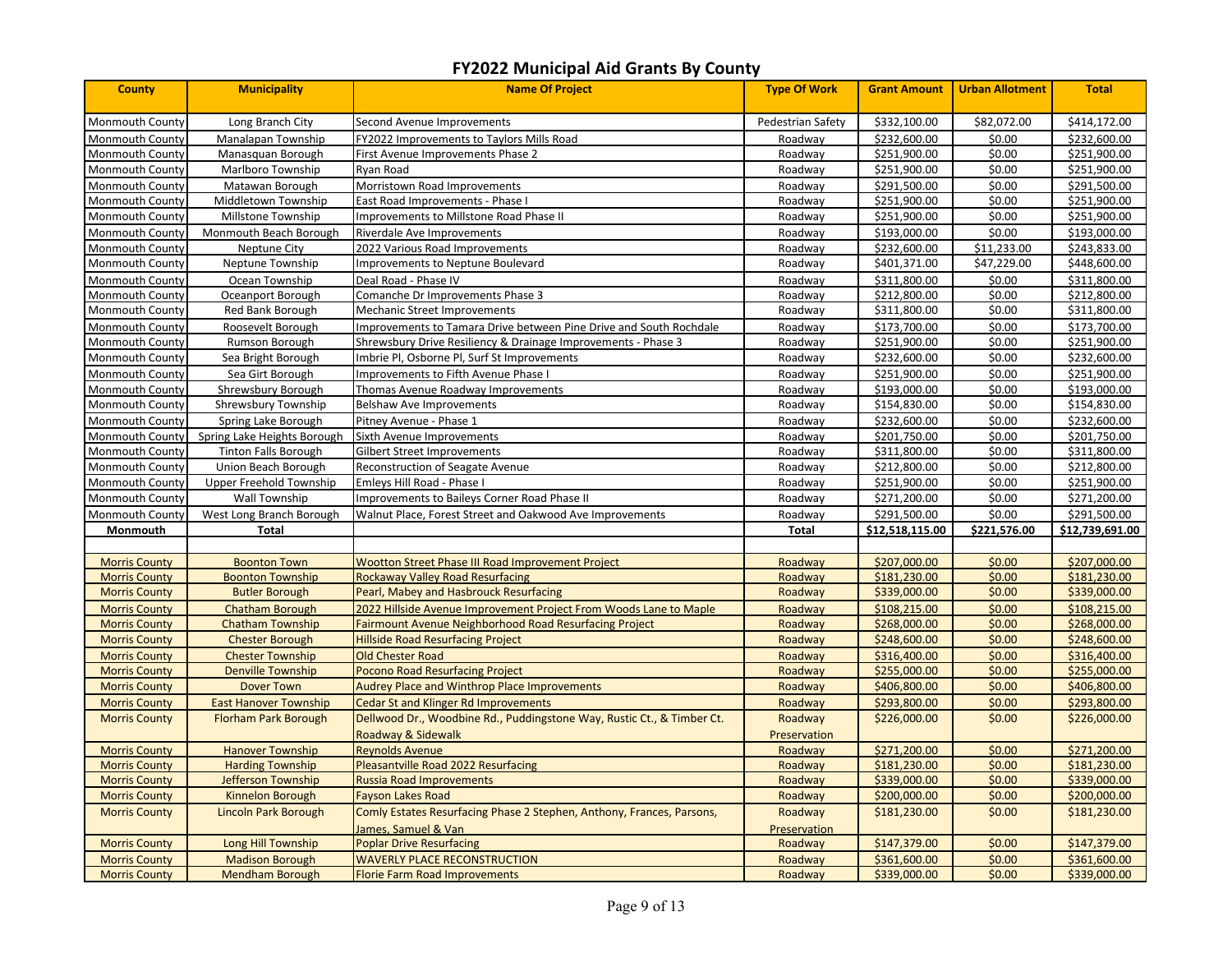# FY2022 Municipal Aid Grants By County

| County | Municipality | Name Of Project | Type Of Work | Grant Amount | Urban Allotment | Total |
|---|---|---|---|---|---|---|
| Monmouth County | Long Branch City | Second Avenue Improvements | Pedestrian Safety | $332,100.00 | $82,072.00 | $414,172.00 |
| Monmouth County | Manalapan Township | FY2022 Improvements to Taylors Mills Road | Roadway | $232,600.00 | $0.00 | $232,600.00 |
| Monmouth County | Manasquan Borough | First Avenue Improvements Phase 2 | Roadway | $251,900.00 | $0.00 | $251,900.00 |
| Monmouth County | Marlboro Township | Ryan Road | Roadway | $251,900.00 | $0.00 | $251,900.00 |
| Monmouth County | Matawan Borough | Morristown Road Improvements | Roadway | $291,500.00 | $0.00 | $291,500.00 |
| Monmouth County | Middletown Township | East Road Improvements - Phase I | Roadway | $251,900.00 | $0.00 | $251,900.00 |
| Monmouth County | Millstone Township | Improvements to Millstone Road Phase II | Roadway | $251,900.00 | $0.00 | $251,900.00 |
| Monmouth County | Monmouth Beach Borough | Riverdale Ave Improvements | Roadway | $193,000.00 | $0.00 | $193,000.00 |
| Monmouth County | Neptune City | 2022 Various Road Improvements | Roadway | $232,600.00 | $11,233.00 | $243,833.00 |
| Monmouth County | Neptune Township | Improvements to Neptune Boulevard | Roadway | $401,371.00 | $47,229.00 | $448,600.00 |
| Monmouth County | Ocean Township | Deal Road - Phase IV | Roadway | $311,800.00 | $0.00 | $311,800.00 |
| Monmouth County | Oceanport Borough | Comanche Dr Improvements Phase 3 | Roadway | $212,800.00 | $0.00 | $212,800.00 |
| Monmouth County | Red Bank Borough | Mechanic Street Improvements | Roadway | $311,800.00 | $0.00 | $311,800.00 |
| Monmouth County | Roosevelt Borough | Improvements to Tamara Drive between Pine Drive and South Rochdale | Roadway | $173,700.00 | $0.00 | $173,700.00 |
| Monmouth County | Rumson Borough | Shrewsbury Drive Resiliency & Drainage Improvements - Phase 3 | Roadway | $251,900.00 | $0.00 | $251,900.00 |
| Monmouth County | Sea Bright Borough | Imbrie Pl, Osborne Pl, Surf St Improvements | Roadway | $232,600.00 | $0.00 | $232,600.00 |
| Monmouth County | Sea Girt Borough | Improvements to Fifth Avenue Phase I | Roadway | $251,900.00 | $0.00 | $251,900.00 |
| Monmouth County | Shrewsbury Borough | Thomas Avenue Roadway Improvements | Roadway | $193,000.00 | $0.00 | $193,000.00 |
| Monmouth County | Shrewsbury Township | Belshaw Ave Improvements | Roadway | $154,830.00 | $0.00 | $154,830.00 |
| Monmouth County | Spring Lake Borough | Pitney Avenue - Phase 1 | Roadway | $232,600.00 | $0.00 | $232,600.00 |
| Monmouth County | Spring Lake Heights Borough | Sixth Avenue Improvements | Roadway | $201,750.00 | $0.00 | $201,750.00 |
| Monmouth County | Tinton Falls Borough | Gilbert Street Improvements | Roadway | $311,800.00 | $0.00 | $311,800.00 |
| Monmouth County | Union Beach Borough | Reconstruction of Seagate Avenue | Roadway | $212,800.00 | $0.00 | $212,800.00 |
| Monmouth County | Upper Freehold Township | Emleys Hill Road - Phase I | Roadway | $251,900.00 | $0.00 | $251,900.00 |
| Monmouth County | Wall Township | Improvements to Baileys Corner Road Phase II | Roadway | $271,200.00 | $0.00 | $271,200.00 |
| Monmouth County | West Long Branch Borough | Walnut Place, Forest Street and Oakwood Ave Improvements | Roadway | $291,500.00 | $0.00 | $291,500.00 |
| **Monmouth** | **Total** | | **Total** | **$12,518,115.00** | **$221,576.00** | **$12,739,691.00** |
| | | | | | | |
| Morris County | Boonton Town | Wootton Street Phase III Road Improvement Project | Roadway | $207,000.00 | $0.00 | $207,000.00 |
| Morris County | Boonton Township | Rockaway Valley Road Resurfacing | Roadway | $181,230.00 | $0.00 | $181,230.00 |
| Morris County | Butler Borough | Pearl, Mabey and Hasbrouck Resurfacing | Roadway | $339,000.00 | $0.00 | $339,000.00 |
| Morris County | Chatham Borough | 2022 Hillside Avenue Improvement Project From Woods Lane to Maple | Roadway | $108,215.00 | $0.00 | $108,215.00 |
| Morris County | Chatham Township | Fairmount Avenue Neighborhood Road Resurfacing Project | Roadway | $268,000.00 | $0.00 | $268,000.00 |
| Morris County | Chester Borough | Hillside Road Resurfacing Project | Roadway | $248,600.00 | $0.00 | $248,600.00 |
| Morris County | Chester Township | Old Chester Road | Roadway | $316,400.00 | $0.00 | $316,400.00 |
| Morris County | Denville Township | Pocono Road Resurfacing Project | Roadway | $255,000.00 | $0.00 | $255,000.00 |
| Morris County | Dover Town | Audrey Place and Winthrop Place Improvements | Roadway | $406,800.00 | $0.00 | $406,800.00 |
| Morris County | East Hanover Township | Cedar St and Klinger Rd Improvements | Roadway | $293,800.00 | $0.00 | $293,800.00 |
| Morris County | Florham Park Borough | Dellwood Dr., Woodbine Rd., Puddingstone Way, Rustic Ct., & Timber Ct. Roadway & Sidewalk | Roadway Preservation | $226,000.00 | $0.00 | $226,000.00 |
| Morris County | Hanover Township | Reynolds Avenue | Roadway | $271,200.00 | $0.00 | $271,200.00 |
| Morris County | Harding Township | Pleasantville Road 2022 Resurfacing | Roadway | $181,230.00 | $0.00 | $181,230.00 |
| Morris County | Jefferson Township | Russia Road Improvements | Roadway | $339,000.00 | $0.00 | $339,000.00 |
| Morris County | Kinnelon Borough | Fayson Lakes Road | Roadway | $200,000.00 | $0.00 | $200,000.00 |
| Morris County | Lincoln Park Borough | Comly Estates Resurfacing Phase 2 Stephen, Anthony, Frances, Parsons, James, Samuel & Van | Roadway Preservation | $181,230.00 | $0.00 | $181,230.00 |
| Morris County | Long Hill Township | Poplar Drive Resurfacing | Roadway | $147,379.00 | $0.00 | $147,379.00 |
| Morris County | Madison Borough | WAVERLY PLACE RECONSTRUCTION | Roadway | $361,600.00 | $0.00 | $361,600.00 |
| Morris County | Mendham Borough | Florie Farm Road Improvements | Roadway | $339,000.00 | $0.00 | $339,000.00 |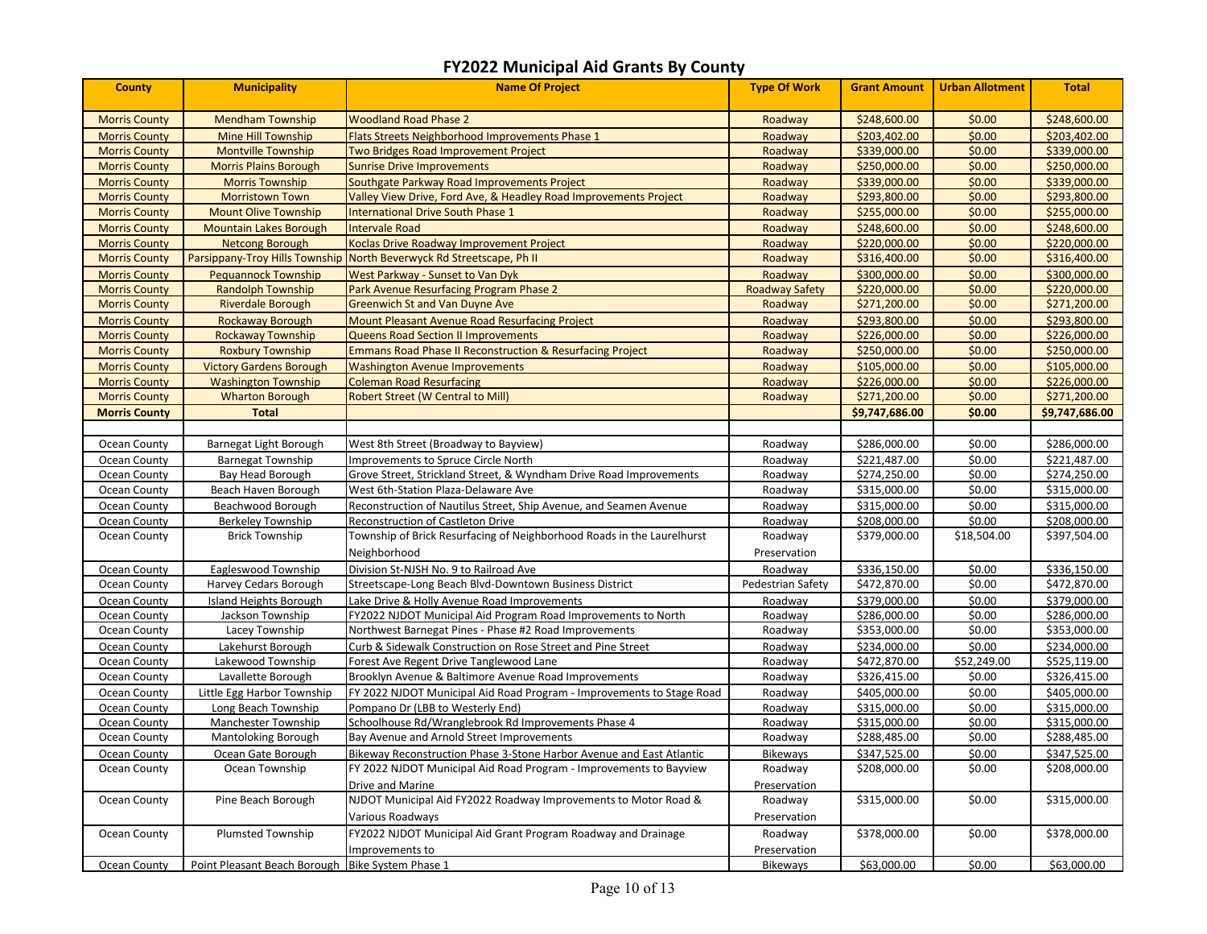# FY2022 Municipal Aid Grants By County

| County | Municipality | Name Of Project | Type Of Work | Grant Amount | Urban Allotment | Total |
|---|---|---|---|---|---|---|
| Morris County | Mendham Township | Woodland Road Phase 2 | Roadway | $248,600.00 | $0.00 | $248,600.00 |
| Morris County | Mine Hill Township | Flats Streets Neighborhood Improvements Phase 1 | Roadway | $203,402.00 | $0.00 | $203,402.00 |
| Morris County | Montville Township | Two Bridges Road Improvement Project | Roadway | $339,000.00 | $0.00 | $339,000.00 |
| Morris County | Morris Plains Borough | Sunrise Drive Improvements | Roadway | $250,000.00 | $0.00 | $250,000.00 |
| Morris County | Morris Township | Southgate Parkway Road Improvements Project | Roadway | $339,000.00 | $0.00 | $339,000.00 |
| Morris County | Morristown Town | Valley View Drive, Ford Ave, & Headley Road Improvements Project | Roadway | $293,800.00 | $0.00 | $293,800.00 |
| Morris County | Mount Olive Township | International Drive South Phase 1 | Roadway | $255,000.00 | $0.00 | $255,000.00 |
| Morris County | Mountain Lakes Borough | Intervale Road | Roadway | $248,600.00 | $0.00 | $248,600.00 |
| Morris County | Netcong Borough | Koclas Drive Roadway Improvement Project | Roadway | $220,000.00 | $0.00 | $220,000.00 |
| Morris County | Parsippany-Troy Hills Township | North Beverwyck Rd Streetscape, Ph II | Roadway | $316,400.00 | $0.00 | $316,400.00 |
| Morris County | Pequannock Township | West Parkway - Sunset to Van Dyk | Roadway | $300,000.00 | $0.00 | $300,000.00 |
| Morris County | Randolph Township | Park Avenue Resurfacing Program Phase 2 | Roadway Safety | $220,000.00 | $0.00 | $220,000.00 |
| Morris County | Riverdale Borough | Greenwich St and Van Duyne Ave | Roadway | $271,200.00 | $0.00 | $271,200.00 |
| Morris County | Rockaway Borough | Mount Pleasant Avenue Road Resurfacing Project | Roadway | $293,800.00 | $0.00 | $293,800.00 |
| Morris County | Rockaway Township | Queens Road Section II Improvements | Roadway | $226,000.00 | $0.00 | $226,000.00 |
| Morris County | Roxbury Township | Emmans Road Phase II Reconstruction & Resurfacing Project | Roadway | $250,000.00 | $0.00 | $250,000.00 |
| Morris County | Victory Gardens Borough | Washington Avenue Improvements | Roadway | $105,000.00 | $0.00 | $105,000.00 |
| Morris County | Washington Township | Coleman Road Resurfacing | Roadway | $226,000.00 | $0.00 | $226,000.00 |
| Morris County | Wharton Borough | Robert Street (W Central to Mill) | Roadway | $271,200.00 | $0.00 | $271,200.00 |
| **Morris County** | **Total** | | | **$9,747,686.00** | **$0.00** | **$9,747,686.00** |
| | | | | | | |
| Ocean County | Barnegat Light Borough | West 8th Street (Broadway to Bayview) | Roadway | $286,000.00 | $0.00 | $286,000.00 |
| Ocean County | Barnegat Township | Improvements to Spruce Circle North | Roadway | $221,487.00 | $0.00 | $221,487.00 |
| Ocean County | Bay Head Borough | Grove Street, Strickland Street, & Wyndham Drive Road Improvements | Roadway | $274,250.00 | $0.00 | $274,250.00 |
| Ocean County | Beach Haven Borough | West 6th-Station Plaza-Delaware Ave | Roadway | $315,000.00 | $0.00 | $315,000.00 |
| Ocean County | Beachwood Borough | Reconstruction of Nautilus Street, Ship Avenue, and Seamen Avenue | Roadway | $315,000.00 | $0.00 | $315,000.00 |
| Ocean County | Berkeley Township | Reconstruction of Castleton Drive | Roadway | $208,000.00 | $0.00 | $208,000.00 |
| Ocean County | Brick Township | Township of Brick Resurfacing of Neighborhood Roads in the Laurelhurst Neighborhood | Roadway Preservation | $379,000.00 | $18,504.00 | $397,504.00 |
| Ocean County | Eagleswood Township | Division St-NJSH No. 9 to Railroad Ave | Roadway | $336,150.00 | $0.00 | $336,150.00 |
| Ocean County | Harvey Cedars Borough | Streetscape-Long Beach Blvd-Downtown Business District | Pedestrian Safety | $472,870.00 | $0.00 | $472,870.00 |
| Ocean County | Island Heights Borough | Lake Drive & Holly Avenue Road Improvements | Roadway | $379,000.00 | $0.00 | $379,000.00 |
| Ocean County | Jackson Township | FY2022 NJDOT Municipal Aid Program Road Improvements to North | Roadway | $286,000.00 | $0.00 | $286,000.00 |
| Ocean County | Lacey Township | Northwest Barnegat Pines - Phase #2 Road Improvements | Roadway | $353,000.00 | $0.00 | $353,000.00 |
| Ocean County | Lakehurst Borough | Curb & Sidewalk Construction on Rose Street and Pine Street | Roadway | $234,000.00 | $0.00 | $234,000.00 |
| Ocean County | Lakewood Township | Forest Ave Regent Drive Tanglewood Lane | Roadway | $472,870.00 | $52,249.00 | $525,119.00 |
| Ocean County | Lavallette Borough | Brooklyn Avenue & Baltimore Avenue Road Improvements | Roadway | $326,415.00 | $0.00 | $326,415.00 |
| Ocean County | Little Egg Harbor Township | FY 2022 NJDOT Municipal Aid Road Program - Improvements to Stage Road | Roadway | $405,000.00 | $0.00 | $405,000.00 |
| Ocean County | Long Beach Township | Pompano Dr (LBB to Westerly End) | Roadway | $315,000.00 | $0.00 | $315,000.00 |
| Ocean County | Manchester Township | Schoolhouse Rd/Wranglebrook Rd Improvements Phase 4 | Roadway | $315,000.00 | $0.00 | $315,000.00 |
| Ocean County | Mantoloking Borough | Bay Avenue and Arnold Street Improvements | Roadway | $288,485.00 | $0.00 | $288,485.00 |
| Ocean County | Ocean Gate Borough | Bikeway Reconstruction Phase 3-Stone Harbor Avenue and East Atlantic | Bikeways | $347,525.00 | $0.00 | $347,525.00 |
| Ocean County | Ocean Township | FY 2022 NJDOT Municipal Aid Road Program - Improvements to Bayview Drive and Marine | Roadway Preservation | $208,000.00 | $0.00 | $208,000.00 |
| Ocean County | Pine Beach Borough | NJDOT Municipal Aid FY2022 Roadway Improvements to Motor Road & Various Roadways | Roadway Preservation | $315,000.00 | $0.00 | $315,000.00 |
| Ocean County | Plumsted Township | FY2022 NJDOT Municipal Aid Grant Program Roadway and Drainage Improvements to | Roadway Preservation | $378,000.00 | $0.00 | $378,000.00 |
| Ocean County | Point Pleasant Beach Borough | Bike System Phase 1 | Bikeways | $63,000.00 | $0.00 | $63,000.00 |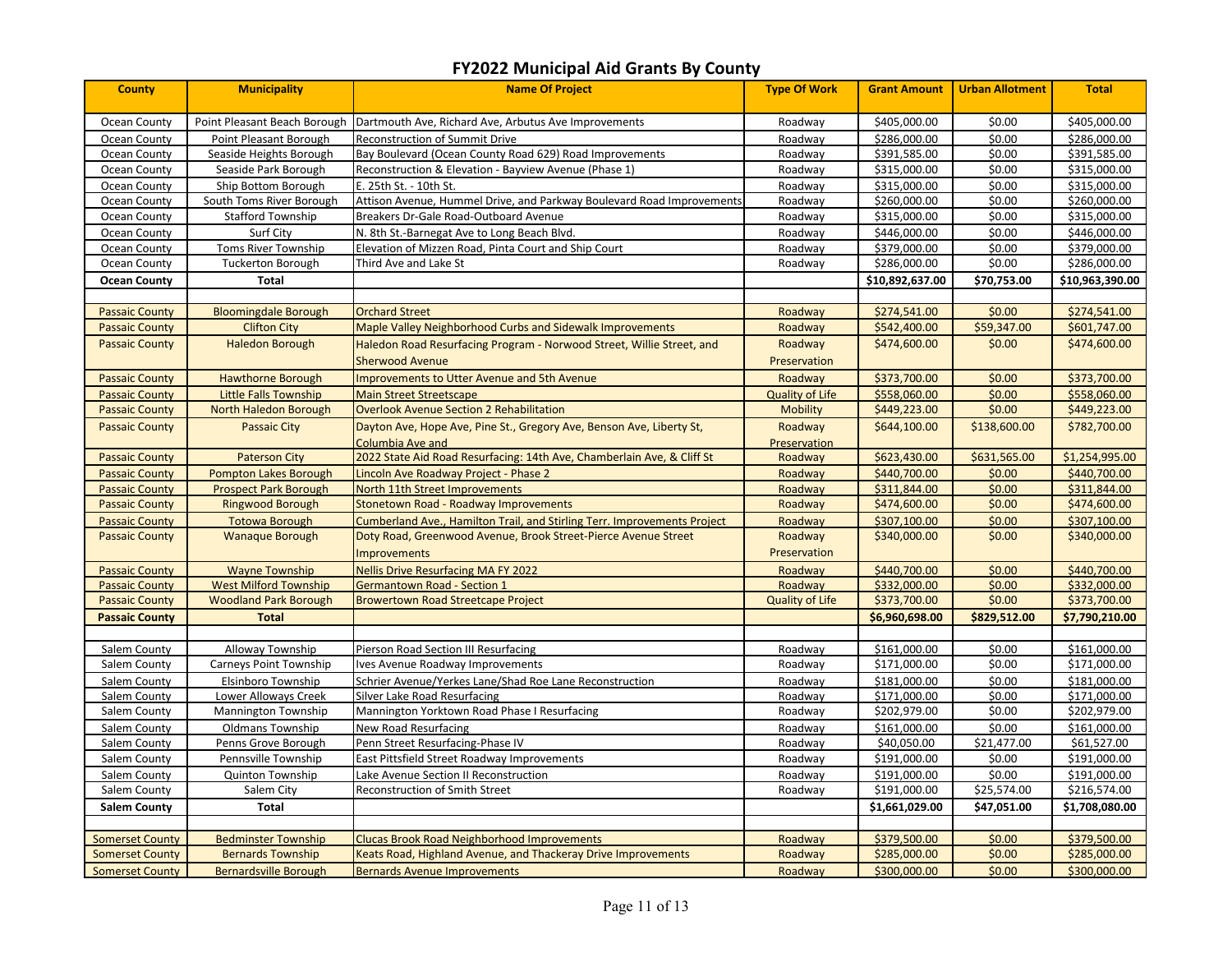# FY2022 Municipal Aid Grants By County

| County | Municipality | Name Of Project | Type Of Work | Grant Amount | Urban Allotment | Total |
|---|---|---|---|---|---|---|
| Ocean County | Point Pleasant Beach Borough | Dartmouth Ave, Richard Ave, Arbutus Ave Improvements | Roadway | $405,000.00 | $0.00 | $405,000.00 |
| Ocean County | Point Pleasant Borough | Reconstruction of Summit Drive | Roadway | $286,000.00 | $0.00 | $286,000.00 |
| Ocean County | Seaside Heights Borough | Bay Boulevard (Ocean County Road 629) Road Improvements | Roadway | $391,585.00 | $0.00 | $391,585.00 |
| Ocean County | Seaside Park Borough | Reconstruction & Elevation - Bayview Avenue (Phase 1) | Roadway | $315,000.00 | $0.00 | $315,000.00 |
| Ocean County | Ship Bottom Borough | E. 25th St. - 10th St. | Roadway | $315,000.00 | $0.00 | $315,000.00 |
| Ocean County | South Toms River Borough | Attison Avenue, Hummel Drive, and Parkway Boulevard Road Improvements | Roadway | $260,000.00 | $0.00 | $260,000.00 |
| Ocean County | Stafford Township | Breakers Dr-Gale Road-Outboard Avenue | Roadway | $315,000.00 | $0.00 | $315,000.00 |
| Ocean County | Surf City | N. 8th St.-Barnegat Ave to Long Beach Blvd. | Roadway | $446,000.00 | $0.00 | $446,000.00 |
| Ocean County | Toms River Township | Elevation of Mizzen Road, Pinta Court and Ship Court | Roadway | $379,000.00 | $0.00 | $379,000.00 |
| Ocean County | Tuckerton Borough | Third Ave and Lake St | Roadway | $286,000.00 | $0.00 | $286,000.00 |
| **Ocean County** | **Total** | | | **$10,892,637.00** | **$70,753.00** | **$10,963,390.00** |
| | | | | | | |
| Passaic County | Bloomingdale Borough | Orchard Street | Roadway | $274,541.00 | $0.00 | $274,541.00 |
| Passaic County | Clifton City | Maple Valley Neighborhood Curbs and Sidewalk Improvements | Roadway | $542,400.00 | $59,347.00 | $601,747.00 |
| Passaic County | Haledon Borough | Haledon Road Resurfacing Program - Norwood Street, Willie Street, and Sherwood Avenue | Roadway Preservation | $474,600.00 | $0.00 | $474,600.00 |
| Passaic County | Hawthorne Borough | Improvements to Utter Avenue and 5th Avenue | Roadway | $373,700.00 | $0.00 | $373,700.00 |
| Passaic County | Little Falls Township | Main Street Streetscape | Quality of Life | $558,060.00 | $0.00 | $558,060.00 |
| Passaic County | North Haledon Borough | Overlook Avenue Section 2 Rehabilitation | Mobility | $449,223.00 | $0.00 | $449,223.00 |
| Passaic County | Passaic City | Dayton Ave, Hope Ave, Pine St., Gregory Ave, Benson Ave, Liberty St, Columbia Ave and | Roadway Preservation | $644,100.00 | $138,600.00 | $782,700.00 |
| Passaic County | Paterson City | 2022 State Aid Road Resurfacing: 14th Ave, Chamberlain Ave, & Cliff St | Roadway | $623,430.00 | $631,565.00 | $1,254,995.00 |
| Passaic County | Pompton Lakes Borough | Lincoln Ave Roadway Project - Phase 2 | Roadway | $440,700.00 | $0.00 | $440,700.00 |
| Passaic County | Prospect Park Borough | North 11th Street Improvements | Roadway | $311,844.00 | $0.00 | $311,844.00 |
| Passaic County | Ringwood Borough | Stonetown Road - Roadway Improvements | Roadway | $474,600.00 | $0.00 | $474,600.00 |
| Passaic County | Totowa Borough | Cumberland Ave., Hamilton Trail, and Stirling Terr. Improvements Project | Roadway | $307,100.00 | $0.00 | $307,100.00 |
| Passaic County | Wanaque Borough | Doty Road, Greenwood Avenue, Brook Street-Pierce Avenue Street Improvements | Roadway Preservation | $340,000.00 | $0.00 | $340,000.00 |
| Passaic County | Wayne Township | Nellis Drive Resurfacing MA FY 2022 | Roadway | $440,700.00 | $0.00 | $440,700.00 |
| Passaic County | West Milford Township | Germantown Road - Section 1 | Roadway | $332,000.00 | $0.00 | $332,000.00 |
| Passaic County | Woodland Park Borough | Browertown Road Streetcape Project | Quality of Life | $373,700.00 | $0.00 | $373,700.00 |
| **Passaic County** | **Total** | | | **$6,960,698.00** | **$829,512.00** | **$7,790,210.00** |
| | | | | | | |
| Salem County | Alloway Township | Pierson Road Section III Resurfacing | Roadway | $161,000.00 | $0.00 | $161,000.00 |
| Salem County | Carneys Point Township | Ives Avenue Roadway Improvements | Roadway | $171,000.00 | $0.00 | $171,000.00 |
| Salem County | Elsinboro Township | Schrier Avenue/Yerkes Lane/Shad Roe Lane Reconstruction | Roadway | $181,000.00 | $0.00 | $181,000.00 |
| Salem County | Lower Alloways Creek | Silver Lake Road Resurfacing | Roadway | $171,000.00 | $0.00 | $171,000.00 |
| Salem County | Mannington Township | Mannington Yorktown Road Phase I Resurfacing | Roadway | $202,979.00 | $0.00 | $202,979.00 |
| Salem County | Oldmans Township | New Road Resurfacing | Roadway | $161,000.00 | $0.00 | $161,000.00 |
| Salem County | Penns Grove Borough | Penn Street Resurfacing-Phase IV | Roadway | $40,050.00 | $21,477.00 | $61,527.00 |
| Salem County | Pennsville Township | East Pittsfield Street Roadway Improvements | Roadway | $191,000.00 | $0.00 | $191,000.00 |
| Salem County | Quinton Township | Lake Avenue Section II Reconstruction | Roadway | $191,000.00 | $0.00 | $191,000.00 |
| Salem County | Salem City | Reconstruction of Smith Street | Roadway | $191,000.00 | $25,574.00 | $216,574.00 |
| **Salem County** | **Total** | | | **$1,661,029.00** | **$47,051.00** | **$1,708,080.00** |
| | | | | | | |
| Somerset County | Bedminster Township | Clucas Brook Road Neighborhood Improvements | Roadway | $379,500.00 | $0.00 | $379,500.00 |
| Somerset County | Bernards Township | Keats Road, Highland Avenue, and Thackeray Drive Improvements | Roadway | $285,000.00 | $0.00 | $285,000.00 |
| Somerset County | Bernardsville Borough | Bernards Avenue Improvements | Roadway | $300,000.00 | $0.00 | $300,000.00 |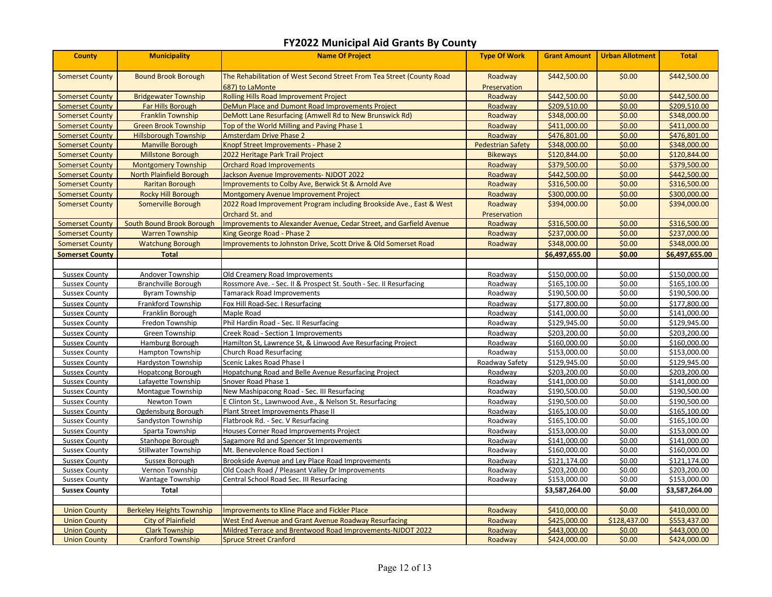# FY2022 Municipal Aid Grants By County

| County | Municipality | Name Of Project | Type Of Work | Grant Amount | Urban Allotment | Total |
|---|---|---|---|---|---|---|
| Somerset County | Bound Brook Borough | The Rehabilitation of West Second Street From Tea Street (County Road 687) to LaMonte | Roadway Preservation | $442,500.00 | $0.00 | $442,500.00 |
| Somerset County | Bridgewater Township | Rolling Hills Road Improvement Project | Roadway | $442,500.00 | $0.00 | $442,500.00 |
| Somerset County | Far Hills Borough | DeMun Place and Dumont Road Improvements Project | Roadway | $209,510.00 | $0.00 | $209,510.00 |
| Somerset County | Franklin Township | DeMott Lane Resurfacing (Amwell Rd to New Brunswick Rd) | Roadway | $348,000.00 | $0.00 | $348,000.00 |
| Somerset County | Green Brook Township | Top of the World Milling and Paving Phase 1 | Roadway | $411,000.00 | $0.00 | $411,000.00 |
| Somerset County | Hillsborough Township | Amsterdam Drive Phase 2 | Roadway | $476,801.00 | $0.00 | $476,801.00 |
| Somerset County | Manville Borough | Knopf Street Improvements - Phase 2 | Pedestrian Safety | $348,000.00 | $0.00 | $348,000.00 |
| Somerset County | Millstone Borough | 2022 Heritage Park Trail Project | Bikeways | $120,844.00 | $0.00 | $120,844.00 |
| Somerset County | Montgomery Township | Orchard Road Improvements | Roadway | $379,500.00 | $0.00 | $379,500.00 |
| Somerset County | North Plainfield Borough | Jackson Avenue Improvements- NJDOT 2022 | Roadway | $442,500.00 | $0.00 | $442,500.00 |
| Somerset County | Raritan Borough | Improvements to Colby Ave, Berwick St & Arnold Ave | Roadway | $316,500.00 | $0.00 | $316,500.00 |
| Somerset County | Rocky Hill Borough | Montgomery Avenue Improvement Project | Roadway | $300,000.00 | $0.00 | $300,000.00 |
| Somerset County | Somerville Borough | 2022 Road Improvement Program including Brookside Ave., East & West Orchard St. and | Roadway Preservation | $394,000.00 | $0.00 | $394,000.00 |
| Somerset County | South Bound Brook Borough | Improvements to Alexander Avenue, Cedar Street, and Garfield Avenue | Roadway | $316,500.00 | $0.00 | $316,500.00 |
| Somerset County | Warren Township | King George Road - Phase 2 | Roadway | $237,000.00 | $0.00 | $237,000.00 |
| Somerset County | Watchung Borough | Improvements to Johnston Drive, Scott Drive & Old Somerset Road | Roadway | $348,000.00 | $0.00 | $348,000.00 |
| **Somerset County** | **Total** | | | **$6,497,655.00** | **$0.00** | **$6,497,655.00** |
| | | | | | | |
| Sussex County | Andover Township | Old Creamery Road Improvements | Roadway | $150,000.00 | $0.00 | $150,000.00 |
| Sussex County | Branchville Borough | Rossmore Ave. - Sec. II & Prospect St. South - Sec. II Resurfacing | Roadway | $165,100.00 | $0.00 | $165,100.00 |
| Sussex County | Byram Township | Tamarack Road Improvements | Roadway | $190,500.00 | $0.00 | $190,500.00 |
| Sussex County | Frankford Township | Fox Hill Road-Sec. I Resurfacing | Roadway | $177,800.00 | $0.00 | $177,800.00 |
| Sussex County | Franklin Borough | Maple Road | Roadway | $141,000.00 | $0.00 | $141,000.00 |
| Sussex County | Fredon Township | Phil Hardin Road - Sec. II Resurfacing | Roadway | $129,945.00 | $0.00 | $129,945.00 |
| Sussex County | Green Township | Creek Road - Section 1 Improvements | Roadway | $203,200.00 | $0.00 | $203,200.00 |
| Sussex County | Hamburg Borough | Hamilton St, Lawrence St, & Linwood Ave Resurfacing Project | Roadway | $160,000.00 | $0.00 | $160,000.00 |
| Sussex County | Hampton Township | Church Road Resurfacing | Roadway | $153,000.00 | $0.00 | $153,000.00 |
| Sussex County | Hardyston Township | Scenic Lakes Road Phase I | Roadway Safety | $129,945.00 | $0.00 | $129,945.00 |
| Sussex County | Hopatcong Borough | Hopatchung Road and Belle Avenue Resurfacing Project | Roadway | $203,200.00 | $0.00 | $203,200.00 |
| Sussex County | Lafayette Township | Snover Road Phase 1 | Roadway | $141,000.00 | $0.00 | $141,000.00 |
| Sussex County | Montague Township | New Mashipacong Road - Sec. III Resurfacing | Roadway | $190,500.00 | $0.00 | $190,500.00 |
| Sussex County | Newton Town | E Clinton St., Lawnwood Ave., & Nelson St. Resurfacing | Roadway | $190,500.00 | $0.00 | $190,500.00 |
| Sussex County | Ogdensburg Borough | Plant Street Improvements Phase II | Roadway | $165,100.00 | $0.00 | $165,100.00 |
| Sussex County | Sandyston Township | Flatbrook Rd. - Sec. V Resurfacing | Roadway | $165,100.00 | $0.00 | $165,100.00 |
| Sussex County | Sparta Township | Houses Corner Road Improvements Project | Roadway | $153,000.00 | $0.00 | $153,000.00 |
| Sussex County | Stanhope Borough | Sagamore Rd and Spencer St Improvements | Roadway | $141,000.00 | $0.00 | $141,000.00 |
| Sussex County | Stillwater Township | Mt. Benevolence Road Section I | Roadway | $160,000.00 | $0.00 | $160,000.00 |
| Sussex County | Sussex Borough | Brookside Avenue and Ley Place Road Improvements | Roadway | $121,174.00 | $0.00 | $121,174.00 |
| Sussex County | Vernon Township | Old Coach Road / Pleasant Valley Dr Improvements | Roadway | $203,200.00 | $0.00 | $203,200.00 |
| Sussex County | Wantage Township | Central School Road Sec. III Resurfacing | Roadway | $153,000.00 | $0.00 | $153,000.00 |
| **Sussex County** | **Total** | | | **$3,587,264.00** | **$0.00** | **$3,587,264.00** |
| | | | | | | |
| Union County | Berkeley Heights Township | Improvements to Kline Place and Fickler Place | Roadway | $410,000.00 | $0.00 | $410,000.00 |
| Union County | City of Plainfield | West End Avenue and Grant Avenue Roadway Resurfacing | Roadway | $425,000.00 | $128,437.00 | $553,437.00 |
| Union County | Clark Township | Mildred Terrace and Brentwood Road Improvements-NJDOT 2022 | Roadway | $443,000.00 | $0.00 | $443,000.00 |
| Union County | Cranford Township | Spruce Street Cranford | Roadway | $424,000.00 | $0.00 | $424,000.00 |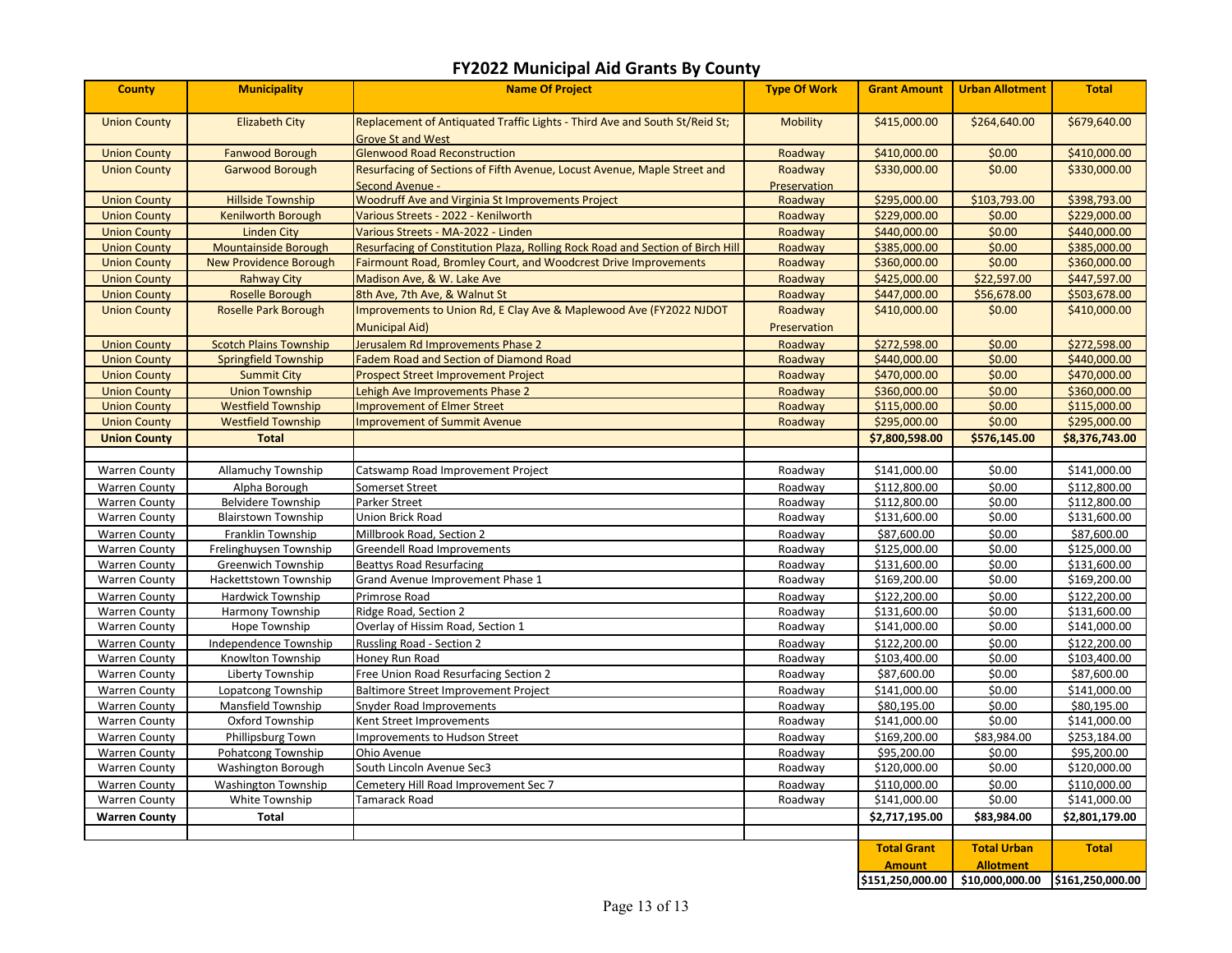# FY2022 Municipal Aid Grants By County

| County | Municipality | Name Of Project | Type Of Work | Grant Amount | Urban Allotment | Total |
|---|---|---|---|---|---|---|
| Union County | Elizabeth City | Replacement of Antiquated Traffic Lights - Third Ave and South St/Reid St; Grove St and West | Mobility | $415,000.00 | $264,640.00 | $679,640.00 |
| Union County | Fanwood Borough | Glenwood Road Reconstruction | Roadway | $410,000.00 | $0.00 | $410,000.00 |
| Union County | Garwood Borough | Resurfacing of Sections of Fifth Avenue, Locust Avenue, Maple Street and Second Avenue - | Roadway Preservation | $330,000.00 | $0.00 | $330,000.00 |
| Union County | Hillside Township | Woodruff Ave and Virginia St Improvements Project | Roadway | $295,000.00 | $103,793.00 | $398,793.00 |
| Union County | Kenilworth Borough | Various Streets - 2022 - Kenilworth | Roadway | $229,000.00 | $0.00 | $229,000.00 |
| Union County | Linden City | Various Streets - MA-2022 - Linden | Roadway | $440,000.00 | $0.00 | $440,000.00 |
| Union County | Mountainside Borough | Resurfacing of Constitution Plaza, Rolling Rock Road and Section of Birch Hill | Roadway | $385,000.00 | $0.00 | $385,000.00 |
| Union County | New Providence Borough | Fairmount Road, Bromley Court, and Woodcrest Drive Improvements | Roadway | $360,000.00 | $0.00 | $360,000.00 |
| Union County | Rahway City | Madison Ave, & W. Lake Ave | Roadway | $425,000.00 | $22,597.00 | $447,597.00 |
| Union County | Roselle Borough | 8th Ave, 7th Ave, & Walnut St | Roadway | $447,000.00 | $56,678.00 | $503,678.00 |
| Union County | Roselle Park Borough | Improvements to Union Rd, E Clay Ave & Maplewood Ave (FY2022 NJDOT Municipal Aid) | Roadway Preservation | $410,000.00 | $0.00 | $410,000.00 |
| Union County | Scotch Plains Township | Jerusalem Rd Improvements Phase 2 | Roadway | $272,598.00 | $0.00 | $272,598.00 |
| Union County | Springfield Township | Fadem Road and Section of Diamond Road | Roadway | $440,000.00 | $0.00 | $440,000.00 |
| Union County | Summit City | Prospect Street Improvement Project | Roadway | $470,000.00 | $0.00 | $470,000.00 |
| Union County | Union Township | Lehigh Ave Improvements Phase 2 | Roadway | $360,000.00 | $0.00 | $360,000.00 |
| Union County | Westfield Township | Improvement of Elmer Street | Roadway | $115,000.00 | $0.00 | $115,000.00 |
| Union County | Westfield Township | Improvement of Summit Avenue | Roadway | $295,000.00 | $0.00 | $295,000.00 |
| **Union County** | **Total** | | | **$7,800,598.00** | **$576,145.00** | **$8,376,743.00** |
| | | | | | | |
| Warren County | Allamuchy Township | Catswamp Road Improvement Project | Roadway | $141,000.00 | $0.00 | $141,000.00 |
| Warren County | Alpha Borough | Somerset Street | Roadway | $112,800.00 | $0.00 | $112,800.00 |
| Warren County | Belvidere Township | Parker Street | Roadway | $112,800.00 | $0.00 | $112,800.00 |
| Warren County | Blairstown Township | Union Brick Road | Roadway | $131,600.00 | $0.00 | $131,600.00 |
| Warren County | Franklin Township | Millbrook Road, Section 2 | Roadway | $87,600.00 | $0.00 | $87,600.00 |
| Warren County | Frelinghuysen Township | Greendell Road Improvements | Roadway | $125,000.00 | $0.00 | $125,000.00 |
| Warren County | Greenwich Township | Beattys Road Resurfacing | Roadway | $131,600.00 | $0.00 | $131,600.00 |
| Warren County | Hackettstown Township | Grand Avenue Improvement Phase 1 | Roadway | $169,200.00 | $0.00 | $169,200.00 |
| Warren County | Hardwick Township | Primrose Road | Roadway | $122,200.00 | $0.00 | $122,200.00 |
| Warren County | Harmony Township | Ridge Road, Section 2 | Roadway | $131,600.00 | $0.00 | $131,600.00 |
| Warren County | Hope Township | Overlay of Hissim Road, Section 1 | Roadway | $141,000.00 | $0.00 | $141,000.00 |
| Warren County | Independence Township | Russling Road - Section 2 | Roadway | $122,200.00 | $0.00 | $122,200.00 |
| Warren County | Knowlton Township | Honey Run Road | Roadway | $103,400.00 | $0.00 | $103,400.00 |
| Warren County | Liberty Township | Free Union Road Resurfacing Section 2 | Roadway | $87,600.00 | $0.00 | $87,600.00 |
| Warren County | Lopatcong Township | Baltimore Street Improvement Project | Roadway | $141,000.00 | $0.00 | $141,000.00 |
| Warren County | Mansfield Township | Snyder Road Improvements | Roadway | $80,195.00 | $0.00 | $80,195.00 |
| Warren County | Oxford Township | Kent Street Improvements | Roadway | $141,000.00 | $0.00 | $141,000.00 |
| Warren County | Phillipsburg Town | Improvements to Hudson Street | Roadway | $169,200.00 | $83,984.00 | $253,184.00 |
| Warren County | Pohatcong Township | Ohio Avenue | Roadway | $95,200.00 | $0.00 | $95,200.00 |
| Warren County | Washington Borough | South Lincoln Avenue Sec3 | Roadway | $120,000.00 | $0.00 | $120,000.00 |
| Warren County | Washington Township | Cemetery Hill Road Improvement Sec 7 | Roadway | $110,000.00 | $0.00 | $110,000.00 |
| Warren County | White Township | Tamarack Road | Roadway | $141,000.00 | $0.00 | $141,000.00 |
| **Warren County** | **Total** | | | **$2,717,195.00** | **$83,984.00** | **$2,801,179.00** |
| | | | | | | |
| | | | | **Total Grant Amount** | **Total Urban Allotment** | **Total** |
| | | | | **$151,250,000.00** | **$10,000,000.00** | **$161,250,000.00** |